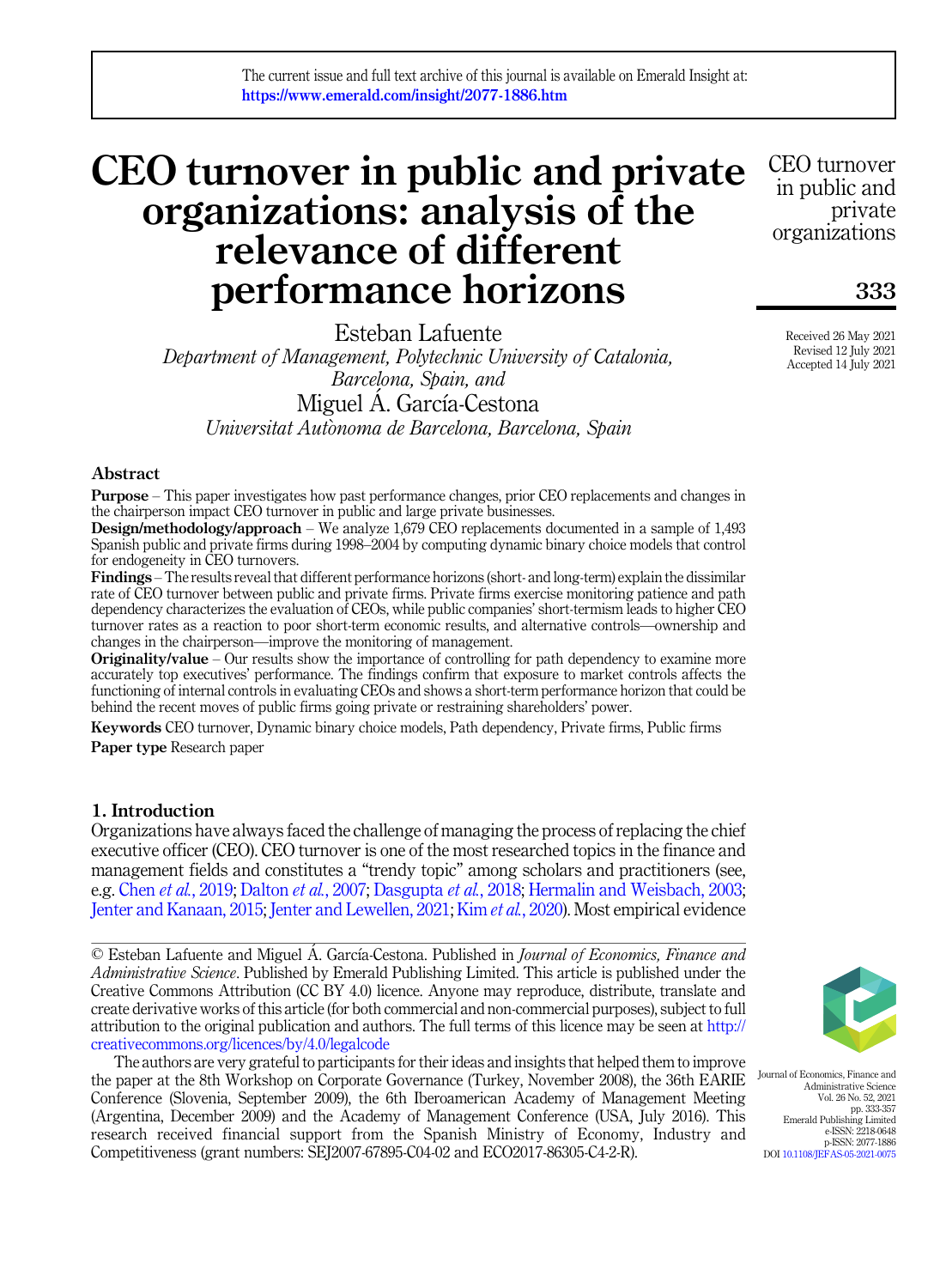# CEO turnover in public and private organizations: analysis of the relevance of different performance horizons

Esteban Lafuente

*Department of Management, Polytechnic University of Catalonia, Barcelona, Spain, and*

Miguel Á. García-Cestona

*Universitat Autònoma de Barcelona, Barcelona, Spain*

Received 26 May 2021
Revised 12 July 2021
Accepted 14 July 2021

## Abstract

**Purpose** – This paper investigates how past performance changes, prior CEO replacements and changes in the chairperson impact CEO turnover in public and large private businesses.

**Design/methodology/approach** – We analyze 1,679 CEO replacements documented in a sample of 1,493 Spanish public and private firms during 1998–2004 by computing dynamic binary choice models that control for endogeneity in CEO turnovers.

**Findings** – The results reveal that different performance horizons (short- and long-term) explain the dissimilar rate of CEO turnover between public and private firms. Private firms exercise monitoring patience and path dependency characterizes the evaluation of CEOs, while public companies' short-termism leads to higher CEO turnover rates as a reaction to poor short-term economic results, and alternative controls—ownership and changes in the chairperson—improve the monitoring of management.

**Originality/value** – Our results show the importance of controlling for path dependency to examine more accurately top executives' performance. The findings confirm that exposure to market controls affects the functioning of internal controls in evaluating CEOs and shows a short-term performance horizon that could be behind the recent moves of public firms going private or restraining shareholders' power.

**Keywords** CEO turnover, Dynamic binary choice models, Path dependency, Private firms, Public firms

**Paper type** Research paper

## 1. Introduction

Organizations have always faced the challenge of managing the process of replacing the chief executive officer (CEO). CEO turnover is one of the most researched topics in the finance and management fields and constitutes a "trendy topic" among scholars and practitioners (see, e.g. Chen *et al.*, 2019; Dalton *et al.*, 2007; Dasgupta *et al.*, 2018; Hermalin and Weisbach, 2003; Jenter and Kanaan, 2015; Jenter and Lewellen, 2021; Kim *et al.*, 2020). Most empirical evidence

© Esteban Lafuente and Miguel Á. García-Cestona. Published in *Journal of Economics, Finance and Administrative Science*. Published by Emerald Publishing Limited. This article is published under the Creative Commons Attribution (CC BY 4.0) licence. Anyone may reproduce, distribute, translate and create derivative works of this article (for both commercial and non-commercial purposes), subject to full attribution to the original publication and authors. The full terms of this licence may be seen at http://creativecommons.org/licences/by/4.0/legalcode

The authors are very grateful to participants for their ideas and insights that helped them to improve the paper at the 8th Workshop on Corporate Governance (Turkey, November 2008), the 36th EARIE Conference (Slovenia, September 2009), the 6th Iberoamerican Academy of Management Meeting (Argentina, December 2009) and the Academy of Management Conference (USA, July 2016). This research received financial support from the Spanish Ministry of Economy, Industry and Competitiveness (grant numbers: SEJ2007-67895-C04-02 and ECO2017-86305-C4-2-R).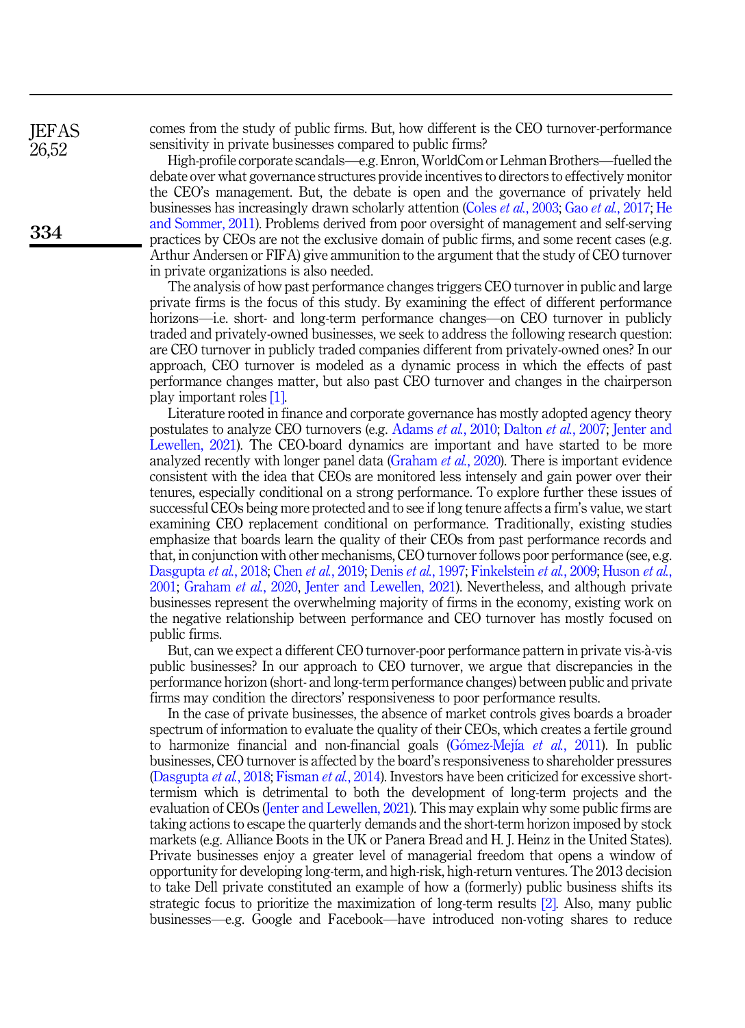comes from the study of public firms. But, how different is the CEO turnover-performance sensitivity in private businesses compared to public firms?

High-profile corporate scandals—e.g. Enron, WorldCom or Lehman Brothers—fuelled the debate over what governance structures provide incentives to directors to effectively monitor the CEO's management. But, the debate is open and the governance of privately held businesses has increasingly drawn scholarly attention (Coles *et al.*, 2003; Gao *et al.*, 2017; He and Sommer, 2011). Problems derived from poor oversight of management and self-serving practices by CEOs are not the exclusive domain of public firms, and some recent cases (e.g. Arthur Andersen or FIFA) give ammunition to the argument that the study of CEO turnover in private organizations is also needed.

The analysis of how past performance changes triggers CEO turnover in public and large private firms is the focus of this study. By examining the effect of different performance horizons—i.e. short- and long-term performance changes—on CEO turnover in publicly traded and privately-owned businesses, we seek to address the following research question: are CEO turnover in publicly traded companies different from privately-owned ones? In our approach, CEO turnover is modeled as a dynamic process in which the effects of past performance changes matter, but also past CEO turnover and changes in the chairperson play important roles [1].

Literature rooted in finance and corporate governance has mostly adopted agency theory postulates to analyze CEO turnovers (e.g. Adams *et al.*, 2010; Dalton *et al.*, 2007; Jenter and Lewellen, 2021). The CEO-board dynamics are important and have started to be more analyzed recently with longer panel data (Graham *et al.*, 2020). There is important evidence consistent with the idea that CEOs are monitored less intensely and gain power over their tenures, especially conditional on a strong performance. To explore further these issues of successful CEOs being more protected and to see if long tenure affects a firm's value, we start examining CEO replacement conditional on performance. Traditionally, existing studies emphasize that boards learn the quality of their CEOs from past performance records and that, in conjunction with other mechanisms, CEO turnover follows poor performance (see, e.g. Dasgupta *et al.*, 2018; Chen *et al.*, 2019; Denis *et al.*, 1997; Finkelstein *et al.*, 2009; Huson *et al.*, 2001; Graham *et al.*, 2020, Jenter and Lewellen, 2021). Nevertheless, and although private businesses represent the overwhelming majority of firms in the economy, existing work on the negative relationship between performance and CEO turnover has mostly focused on public firms.

But, can we expect a different CEO turnover-poor performance pattern in private vis-à-vis public businesses? In our approach to CEO turnover, we argue that discrepancies in the performance horizon (short- and long-term performance changes) between public and private firms may condition the directors' responsiveness to poor performance results.

In the case of private businesses, the absence of market controls gives boards a broader spectrum of information to evaluate the quality of their CEOs, which creates a fertile ground to harmonize financial and non-financial goals (Gómez-Mejía *et al.*, 2011). In public businesses, CEO turnover is affected by the board's responsiveness to shareholder pressures (Dasgupta *et al.*, 2018; Fisman *et al.*, 2014). Investors have been criticized for excessive short-termism which is detrimental to both the development of long-term projects and the evaluation of CEOs (Jenter and Lewellen, 2021). This may explain why some public firms are taking actions to escape the quarterly demands and the short-term horizon imposed by stock markets (e.g. Alliance Boots in the UK or Panera Bread and H. J. Heinz in the United States). Private businesses enjoy a greater level of managerial freedom that opens a window of opportunity for developing long-term, and high-risk, high-return ventures. The 2013 decision to take Dell private constituted an example of how a (formerly) public business shifts its strategic focus to prioritize the maximization of long-term results [2]. Also, many public businesses—e.g. Google and Facebook—have introduced non-voting shares to reduce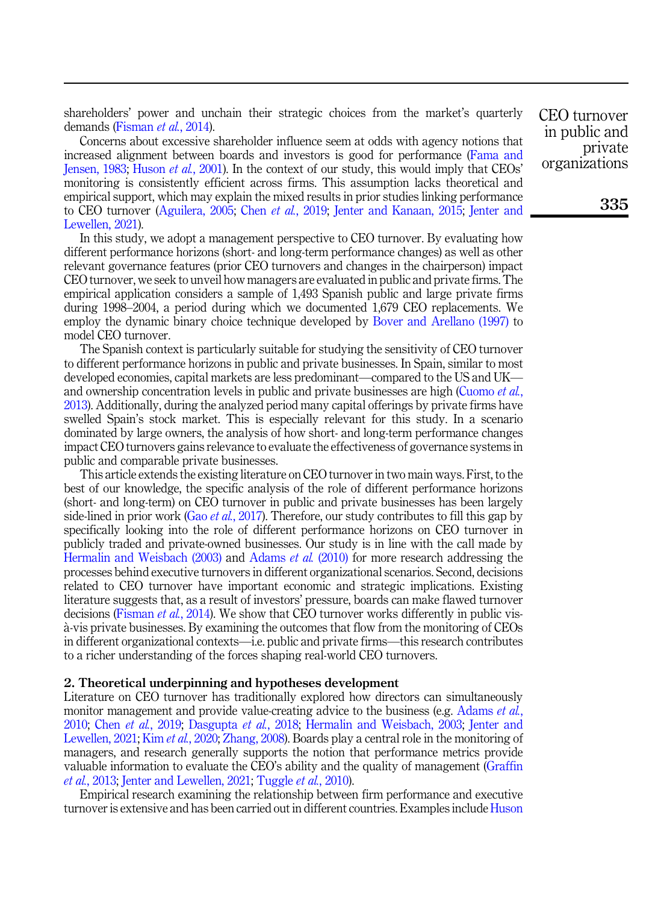shareholders' power and unchain their strategic choices from the market's quarterly demands (Fisman *et al.*, 2014).

Concerns about excessive shareholder influence seem at odds with agency notions that increased alignment between boards and investors is good for performance (Fama and Jensen, 1983; Huson *et al.*, 2001). In the context of our study, this would imply that CEOs' monitoring is consistently efficient across firms. This assumption lacks theoretical and empirical support, which may explain the mixed results in prior studies linking performance to CEO turnover (Aguilera, 2005; Chen *et al.*, 2019; Jenter and Kanaan, 2015; Jenter and Lewellen, 2021).

In this study, we adopt a management perspective to CEO turnover. By evaluating how different performance horizons (short- and long-term performance changes) as well as other relevant governance features (prior CEO turnovers and changes in the chairperson) impact CEO turnover, we seek to unveil how managers are evaluated in public and private firms. The empirical application considers a sample of 1,493 Spanish public and large private firms during 1998–2004, a period during which we documented 1,679 CEO replacements. We employ the dynamic binary choice technique developed by Bover and Arellano (1997) to model CEO turnover.

The Spanish context is particularly suitable for studying the sensitivity of CEO turnover to different performance horizons in public and private businesses. In Spain, similar to most developed economies, capital markets are less predominant—compared to the US and UK—and ownership concentration levels in public and private businesses are high (Cuomo *et al.*, 2013). Additionally, during the analyzed period many capital offerings by private firms have swelled Spain's stock market. This is especially relevant for this study. In a scenario dominated by large owners, the analysis of how short- and long-term performance changes impact CEO turnovers gains relevance to evaluate the effectiveness of governance systems in public and comparable private businesses.

This article extends the existing literature on CEO turnover in two main ways. First, to the best of our knowledge, the specific analysis of the role of different performance horizons (short- and long-term) on CEO turnover in public and private businesses has been largely side-lined in prior work (Gao *et al.*, 2017). Therefore, our study contributes to fill this gap by specifically looking into the role of different performance horizons on CEO turnover in publicly traded and private-owned businesses. Our study is in line with the call made by Hermalin and Weisbach (2003) and Adams *et al.* (2010) for more research addressing the processes behind executive turnovers in different organizational scenarios. Second, decisions related to CEO turnover have important economic and strategic implications. Existing literature suggests that, as a result of investors' pressure, boards can make flawed turnover decisions (Fisman *et al.*, 2014). We show that CEO turnover works differently in public vis-à-vis private businesses. By examining the outcomes that flow from the monitoring of CEOs in different organizational contexts—i.e. public and private firms—this research contributes to a richer understanding of the forces shaping real-world CEO turnovers.

## 2. Theoretical underpinning and hypotheses development

Literature on CEO turnover has traditionally explored how directors can simultaneously monitor management and provide value-creating advice to the business (e.g. Adams *et al.*, 2010; Chen *et al.*, 2019; Dasgupta *et al.*, 2018; Hermalin and Weisbach, 2003; Jenter and Lewellen, 2021; Kim *et al.*, 2020; Zhang, 2008). Boards play a central role in the monitoring of managers, and research generally supports the notion that performance metrics provide valuable information to evaluate the CEO's ability and the quality of management (Graffin *et al.*, 2013; Jenter and Lewellen, 2021; Tuggle *et al.*, 2010).

Empirical research examining the relationship between firm performance and executive turnover is extensive and has been carried out in different countries. Examples include Huson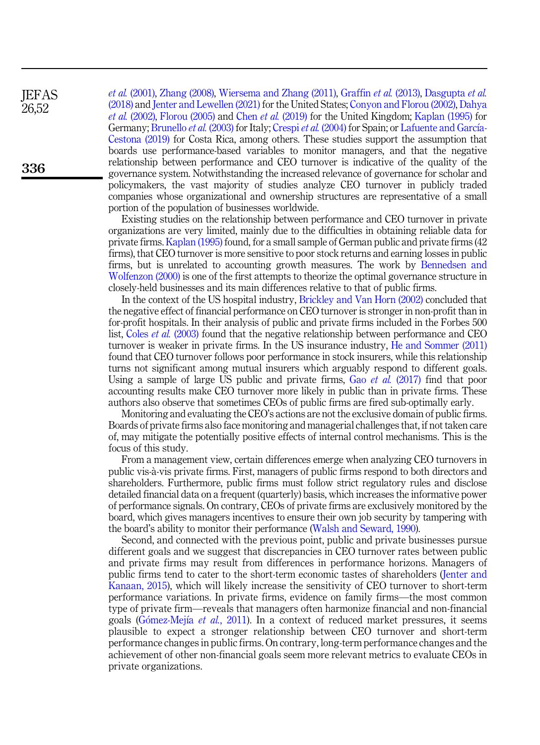*et al.* (2001), Zhang (2008), Wiersema and Zhang (2011), Graffin *et al.* (2013), Dasgupta *et al.* (2018) and Jenter and Lewellen (2021) for the United States; Conyon and Florou (2002), Dahya *et al.* (2002), Florou (2005) and Chen *et al.* (2019) for the United Kingdom; Kaplan (1995) for Germany; Brunello *et al.* (2003) for Italy; Crespi *et al.* (2004) for Spain; or Lafuente and García-Cestona (2019) for Costa Rica, among others. These studies support the assumption that boards use performance-based variables to monitor managers, and that the negative relationship between performance and CEO turnover is indicative of the quality of the governance system. Notwithstanding the increased relevance of governance for scholar and policymakers, the vast majority of studies analyze CEO turnover in publicly traded companies whose organizational and ownership structures are representative of a small portion of the population of businesses worldwide.

Existing studies on the relationship between performance and CEO turnover in private organizations are very limited, mainly due to the difficulties in obtaining reliable data for private firms. Kaplan (1995) found, for a small sample of German public and private firms (42 firms), that CEO turnover is more sensitive to poor stock returns and earning losses in public firms, but is unrelated to accounting growth measures. The work by Bennedsen and Wolfenzon (2000) is one of the first attempts to theorize the optimal governance structure in closely-held businesses and its main differences relative to that of public firms.

In the context of the US hospital industry, Brickley and Van Horn (2002) concluded that the negative effect of financial performance on CEO turnover is stronger in non-profit than in for-profit hospitals. In their analysis of public and private firms included in the Forbes 500 list, Coles *et al.* (2003) found that the negative relationship between performance and CEO turnover is weaker in private firms. In the US insurance industry, He and Sommer (2011) found that CEO turnover follows poor performance in stock insurers, while this relationship turns not significant among mutual insurers which arguably respond to different goals. Using a sample of large US public and private firms, Gao *et al.* (2017) find that poor accounting results make CEO turnover more likely in public than in private firms. These authors also observe that sometimes CEOs of public firms are fired sub-optimally early.

Monitoring and evaluating the CEO's actions are not the exclusive domain of public firms. Boards of private firms also face monitoring and managerial challenges that, if not taken care of, may mitigate the potentially positive effects of internal control mechanisms. This is the focus of this study.

From a management view, certain differences emerge when analyzing CEO turnovers in public vis-à-vis private firms. First, managers of public firms respond to both directors and shareholders. Furthermore, public firms must follow strict regulatory rules and disclose detailed financial data on a frequent (quarterly) basis, which increases the informative power of performance signals. On contrary, CEOs of private firms are exclusively monitored by the board, which gives managers incentives to ensure their own job security by tampering with the board's ability to monitor their performance (Walsh and Seward, 1990).

Second, and connected with the previous point, public and private businesses pursue different goals and we suggest that discrepancies in CEO turnover rates between public and private firms may result from differences in performance horizons. Managers of public firms tend to cater to the short-term economic tastes of shareholders (Jenter and Kanaan, 2015), which will likely increase the sensitivity of CEO turnover to short-term performance variations. In private firms, evidence on family firms—the most common type of private firm—reveals that managers often harmonize financial and non-financial goals (Gómez-Mejía *et al.*, 2011). In a context of reduced market pressures, it seems plausible to expect a stronger relationship between CEO turnover and short-term performance changes in public firms. On contrary, long-term performance changes and the achievement of other non-financial goals seem more relevant metrics to evaluate CEOs in private organizations.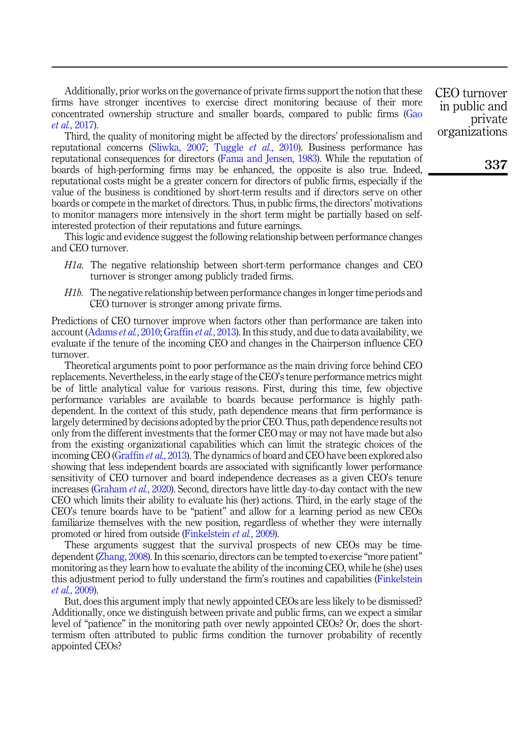Additionally, prior works on the governance of private firms support the notion that these firms have stronger incentives to exercise direct monitoring because of their more concentrated ownership structure and smaller boards, compared to public firms (Gao *et al.*, 2017).

Third, the quality of monitoring might be affected by the directors' professionalism and reputational concerns (Sliwka, 2007; Tuggle *et al.*, 2010). Business performance has reputational consequences for directors (Fama and Jensen, 1983). While the reputation of boards of high-performing firms may be enhanced, the opposite is also true. Indeed, reputational costs might be a greater concern for directors of public firms, especially if the value of the business is conditioned by short-term results and if directors serve on other boards or compete in the market of directors. Thus, in public firms, the directors' motivations to monitor managers more intensively in the short term might be partially based on self-interested protection of their reputations and future earnings.

This logic and evidence suggest the following relationship between performance changes and CEO turnover.

*H1a.* The negative relationship between short-term performance changes and CEO turnover is stronger among publicly traded firms.

*H1b.* The negative relationship between performance changes in longer time periods and CEO turnover is stronger among private firms.

Predictions of CEO turnover improve when factors other than performance are taken into account (Adams *et al.*, 2010; Graffin *et al.*, 2013). In this study, and due to data availability, we evaluate if the tenure of the incoming CEO and changes in the Chairperson influence CEO turnover.

Theoretical arguments point to poor performance as the main driving force behind CEO replacements. Nevertheless, in the early stage of the CEO's tenure performance metrics might be of little analytical value for various reasons. First, during this time, few objective performance variables are available to boards because performance is highly path-dependent. In the context of this study, path dependence means that firm performance is largely determined by decisions adopted by the prior CEO. Thus, path dependence results not only from the different investments that the former CEO may or may not have made but also from the existing organizational capabilities which can limit the strategic choices of the incoming CEO (Graffin *et al.*, 2013). The dynamics of board and CEO have been explored also showing that less independent boards are associated with significantly lower performance sensitivity of CEO turnover and board independence decreases as a given CEO's tenure increases (Graham *et al.*, 2020). Second, directors have little day-to-day contact with the new CEO which limits their ability to evaluate his (her) actions. Third, in the early stage of the CEO's tenure boards have to be "patient" and allow for a learning period as new CEOs familiarize themselves with the new position, regardless of whether they were internally promoted or hired from outside (Finkelstein *et al.*, 2009).

These arguments suggest that the survival prospects of new CEOs may be time-dependent (Zhang, 2008). In this scenario, directors can be tempted to exercise "more patient" monitoring as they learn how to evaluate the ability of the incoming CEO, while he (she) uses this adjustment period to fully understand the firm's routines and capabilities (Finkelstein *et al.*, 2009).

But, does this argument imply that newly appointed CEOs are less likely to be dismissed? Additionally, once we distinguish between private and public firms, can we expect a similar level of "patience" in the monitoring path over newly appointed CEOs? Or, does the short-termism often attributed to public firms condition the turnover probability of recently appointed CEOs?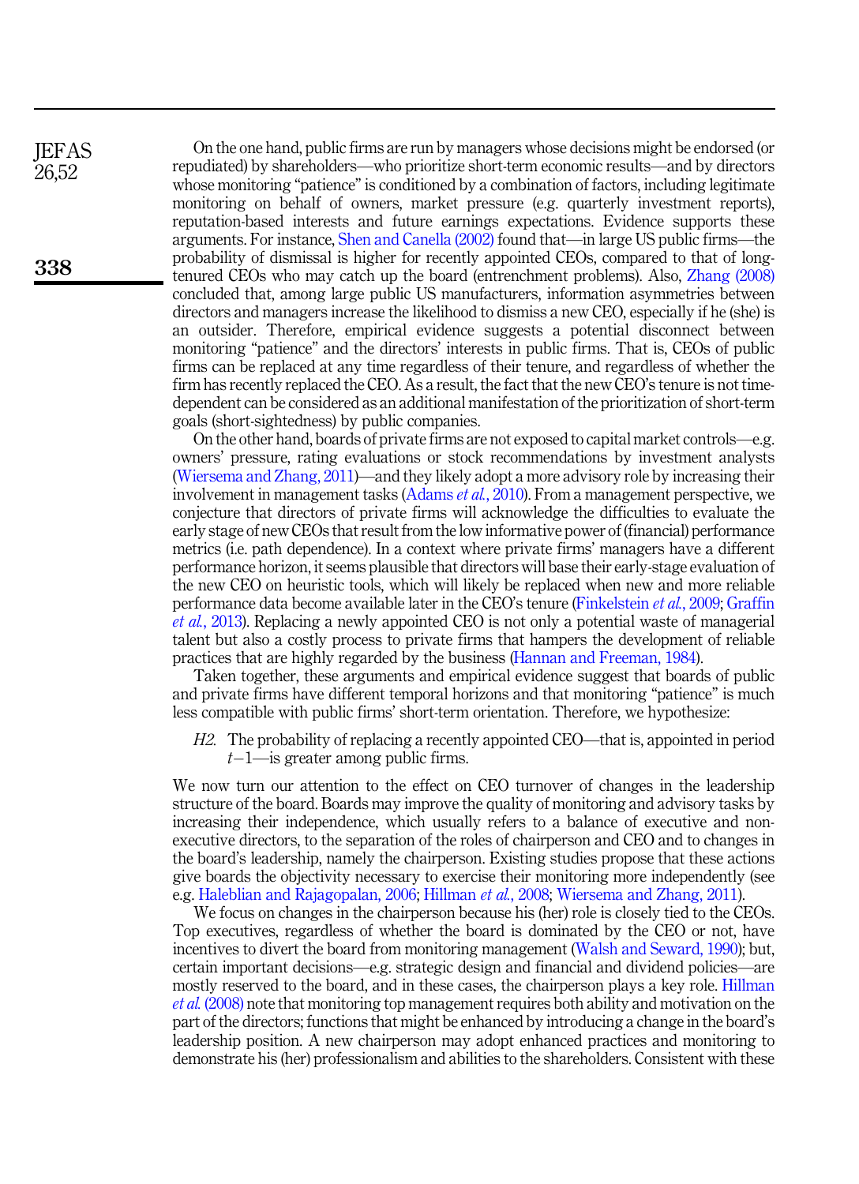On the one hand, public firms are run by managers whose decisions might be endorsed (or repudiated) by shareholders—who prioritize short-term economic results—and by directors whose monitoring "patience" is conditioned by a combination of factors, including legitimate monitoring on behalf of owners, market pressure (e.g. quarterly investment reports), reputation-based interests and future earnings expectations. Evidence supports these arguments. For instance, Shen and Canella (2002) found that—in large US public firms—the probability of dismissal is higher for recently appointed CEOs, compared to that of long-tenured CEOs who may catch up the board (entrenchment problems). Also, Zhang (2008) concluded that, among large public US manufacturers, information asymmetries between directors and managers increase the likelihood to dismiss a new CEO, especially if he (she) is an outsider. Therefore, empirical evidence suggests a potential disconnect between monitoring "patience" and the directors' interests in public firms. That is, CEOs of public firms can be replaced at any time regardless of their tenure, and regardless of whether the firm has recently replaced the CEO. As a result, the fact that the new CEO's tenure is not time-dependent can be considered as an additional manifestation of the prioritization of short-term goals (short-sightedness) by public companies.

On the other hand, boards of private firms are not exposed to capital market controls—e.g. owners' pressure, rating evaluations or stock recommendations by investment analysts (Wiersema and Zhang, 2011)—and they likely adopt a more advisory role by increasing their involvement in management tasks (Adams *et al.*, 2010). From a management perspective, we conjecture that directors of private firms will acknowledge the difficulties to evaluate the early stage of new CEOs that result from the low informative power of (financial) performance metrics (i.e. path dependence). In a context where private firms' managers have a different performance horizon, it seems plausible that directors will base their early-stage evaluation of the new CEO on heuristic tools, which will likely be replaced when new and more reliable performance data become available later in the CEO's tenure (Finkelstein *et al.*, 2009; Graffin *et al.*, 2013). Replacing a newly appointed CEO is not only a potential waste of managerial talent but also a costly process to private firms that hampers the development of reliable practices that are highly regarded by the business (Hannan and Freeman, 1984).

Taken together, these arguments and empirical evidence suggest that boards of public and private firms have different temporal horizons and that monitoring "patience" is much less compatible with public firms' short-term orientation. Therefore, we hypothesize:

*H2*. The probability of replacing a recently appointed CEO—that is, appointed in period $t-1$—is greater among public firms.

We now turn our attention to the effect on CEO turnover of changes in the leadership structure of the board. Boards may improve the quality of monitoring and advisory tasks by increasing their independence, which usually refers to a balance of executive and non-executive directors, to the separation of the roles of chairperson and CEO and to changes in the board's leadership, namely the chairperson. Existing studies propose that these actions give boards the objectivity necessary to exercise their monitoring more independently (see e.g. Haleblian and Rajagopalan, 2006; Hillman *et al.*, 2008; Wiersema and Zhang, 2011).

We focus on changes in the chairperson because his (her) role is closely tied to the CEOs. Top executives, regardless of whether the board is dominated by the CEO or not, have incentives to divert the board from monitoring management (Walsh and Seward, 1990); but, certain important decisions—e.g. strategic design and financial and dividend policies—are mostly reserved to the board, and in these cases, the chairperson plays a key role. Hillman *et al.* (2008) note that monitoring top management requires both ability and motivation on the part of the directors; functions that might be enhanced by introducing a change in the board's leadership position. A new chairperson may adopt enhanced practices and monitoring to demonstrate his (her) professionalism and abilities to the shareholders. Consistent with these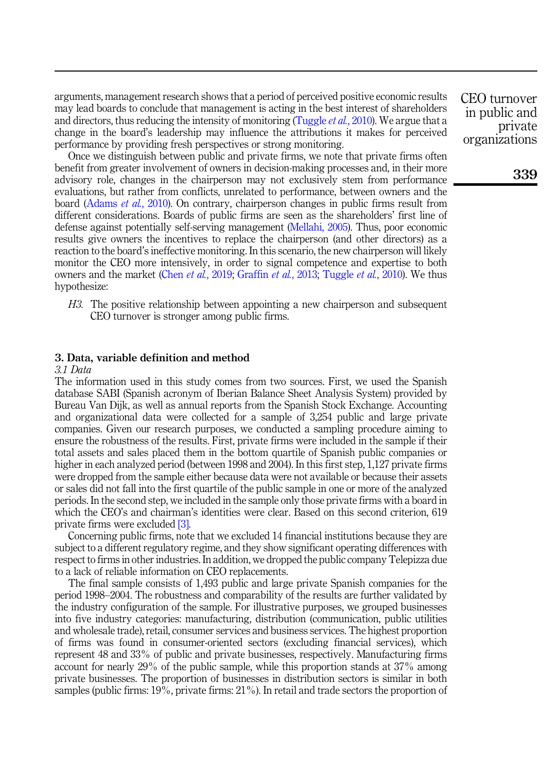arguments, management research shows that a period of perceived positive economic results may lead boards to conclude that management is acting in the best interest of shareholders and directors, thus reducing the intensity of monitoring (Tuggle *et al.*, 2010). We argue that a change in the board's leadership may influence the attributions it makes for perceived performance by providing fresh perspectives or strong monitoring.

Once we distinguish between public and private firms, we note that private firms often benefit from greater involvement of owners in decision-making processes and, in their more advisory role, changes in the chairperson may not exclusively stem from performance evaluations, but rather from conflicts, unrelated to performance, between owners and the board (Adams *et al.*, 2010). On contrary, chairperson changes in public firms result from different considerations. Boards of public firms are seen as the shareholders' first line of defense against potentially self-serving management (Mellahi, 2005). Thus, poor economic results give owners the incentives to replace the chairperson (and other directors) as a reaction to the board's ineffective monitoring. In this scenario, the new chairperson will likely monitor the CEO more intensively, in order to signal competence and expertise to both owners and the market (Chen *et al.*, 2019; Graffin *et al.*, 2013; Tuggle *et al.*, 2010). We thus hypothesize:

> *H3.* The positive relationship between appointing a new chairperson and subsequent CEO turnover is stronger among public firms.

## 3. Data, variable definition and method

### *3.1 Data*

The information used in this study comes from two sources. First, we used the Spanish database SABI (Spanish acronym of Iberian Balance Sheet Analysis System) provided by Bureau Van Dijk, as well as annual reports from the Spanish Stock Exchange. Accounting and organizational data were collected for a sample of 3,254 public and large private companies. Given our research purposes, we conducted a sampling procedure aiming to ensure the robustness of the results. First, private firms were included in the sample if their total assets and sales placed them in the bottom quartile of Spanish public companies or higher in each analyzed period (between 1998 and 2004). In this first step, 1,127 private firms were dropped from the sample either because data were not available or because their assets or sales did not fall into the first quartile of the public sample in one or more of the analyzed periods. In the second step, we included in the sample only those private firms with a board in which the CEO's and chairman's identities were clear. Based on this second criterion, 619 private firms were excluded [3].

Concerning public firms, note that we excluded 14 financial institutions because they are subject to a different regulatory regime, and they show significant operating differences with respect to firms in other industries. In addition, we dropped the public company Telepizza due to a lack of reliable information on CEO replacements.

The final sample consists of 1,493 public and large private Spanish companies for the period 1998–2004. The robustness and comparability of the results are further validated by the industry configuration of the sample. For illustrative purposes, we grouped businesses into five industry categories: manufacturing, distribution (communication, public utilities and wholesale trade), retail, consumer services and business services. The highest proportion of firms was found in consumer-oriented sectors (excluding financial services), which represent 48 and 33% of public and private businesses, respectively. Manufacturing firms account for nearly 29% of the public sample, while this proportion stands at 37% among private businesses. The proportion of businesses in distribution sectors is similar in both samples (public firms: 19%, private firms: 21%). In retail and trade sectors the proportion of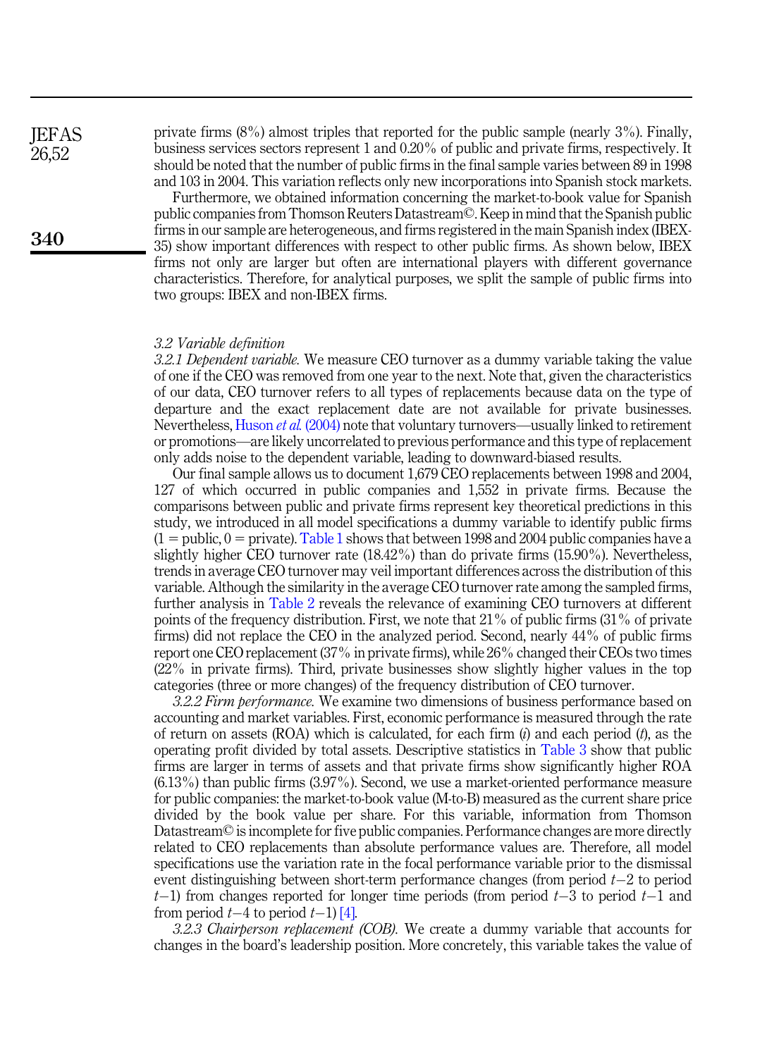private firms (8%) almost triples that reported for the public sample (nearly 3%). Finally, business services sectors represent 1 and 0.20% of public and private firms, respectively. It should be noted that the number of public firms in the final sample varies between 89 in 1998 and 103 in 2004. This variation reflects only new incorporations into Spanish stock markets.

Furthermore, we obtained information concerning the market-to-book value for Spanish public companies from Thomson Reuters Datastream©. Keep in mind that the Spanish public firms in our sample are heterogeneous, and firms registered in the main Spanish index (IBEX-35) show important differences with respect to other public firms. As shown below, IBEX firms not only are larger but often are international players with different governance characteristics. Therefore, for analytical purposes, we split the sample of public firms into two groups: IBEX and non-IBEX firms.

### 3.2 Variable definition

*3.2.1 Dependent variable.* We measure CEO turnover as a dummy variable taking the value of one if the CEO was removed from one year to the next. Note that, given the characteristics of our data, CEO turnover refers to all types of replacements because data on the type of departure and the exact replacement date are not available for private businesses. Nevertheless, Huson *et al.* (2004) note that voluntary turnovers—usually linked to retirement or promotions—are likely uncorrelated to previous performance and this type of replacement only adds noise to the dependent variable, leading to downward-biased results.

Our final sample allows us to document 1,679 CEO replacements between 1998 and 2004, 127 of which occurred in public companies and 1,552 in private firms. Because the comparisons between public and private firms represent key theoretical predictions in this study, we introduced in all model specifications a dummy variable to identify public firms (1 = public, 0 = private). Table 1 shows that between 1998 and 2004 public companies have a slightly higher CEO turnover rate (18.42%) than do private firms (15.90%). Nevertheless, trends in average CEO turnover may veil important differences across the distribution of this variable. Although the similarity in the average CEO turnover rate among the sampled firms, further analysis in Table 2 reveals the relevance of examining CEO turnovers at different points of the frequency distribution. First, we note that 21% of public firms (31% of private firms) did not replace the CEO in the analyzed period. Second, nearly 44% of public firms report one CEO replacement (37% in private firms), while 26% changed their CEOs two times (22% in private firms). Third, private businesses show slightly higher values in the top categories (three or more changes) of the frequency distribution of CEO turnover.

*3.2.2 Firm performance.* We examine two dimensions of business performance based on accounting and market variables. First, economic performance is measured through the rate of return on assets (ROA) which is calculated, for each firm ($i$) and each period ($t$), as the operating profit divided by total assets. Descriptive statistics in Table 3 show that public firms are larger in terms of assets and that private firms show significantly higher ROA (6.13%) than public firms (3.97%). Second, we use a market-oriented performance measure for public companies: the market-to-book value (M-to-B) measured as the current share price divided by the book value per share. For this variable, information from Thomson Datastream© is incomplete for five public companies. Performance changes are more directly related to CEO replacements than absolute performance values are. Therefore, all model specifications use the variation rate in the focal performance variable prior to the dismissal event distinguishing between short-term performance changes (from period $t-2$ to period $t-1$) from changes reported for longer time periods (from period $t-3$ to period $t-1$ and from period $t-4$ to period $t-1$) [4].

*3.2.3 Chairperson replacement (COB).* We create a dummy variable that accounts for changes in the board's leadership position. More concretely, this variable takes the value of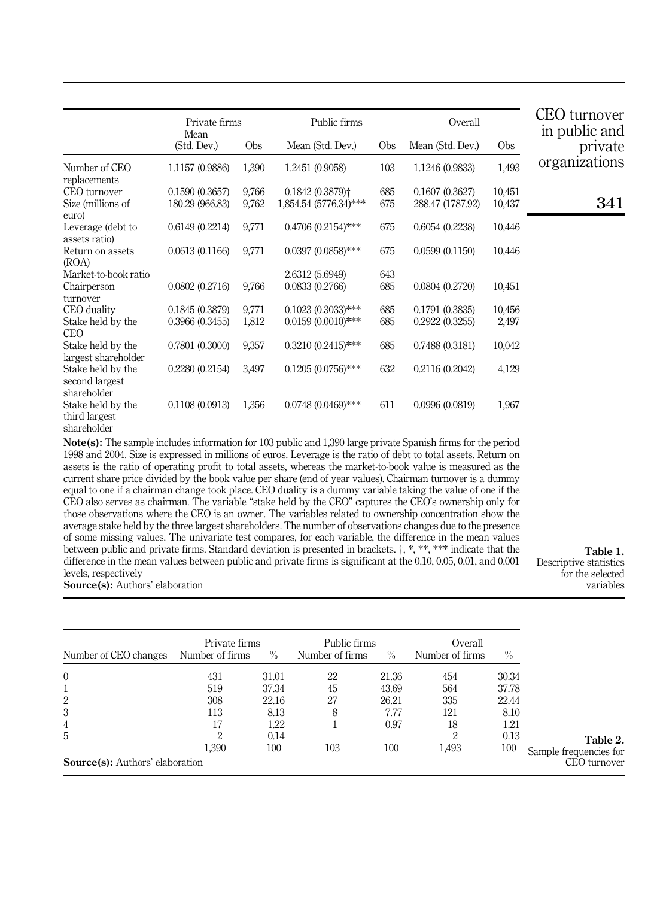| | Private firms Mean (Std. Dev.) | Obs | Public firms Mean (Std. Dev.) | Obs | Overall Mean (Std. Dev.) | Obs |
|---|---|---|---|---|---|---|
| Number of CEO replacements | 1.1157 (0.9886) | 1,390 | 1.2451 (0.9058) | 103 | 1.1246 (0.9833) | 1,493 |
| CEO turnover | 0.1590 (0.3657) | 9,766 | 0.1842 (0.3879)† | 685 | 0.1607 (0.3627) | 10,451 |
| Size (millions of euro) | 180.29 (966.83) | 9,762 | 1,854.54 (5776.34)*** | 675 | 288.47 (1787.92) | 10,437 |
| Leverage (debt to assets ratio) | 0.6149 (0.2214) | 9,771 | 0.4706 (0.2154)*** | 675 | 0.6054 (0.2238) | 10,446 |
| Return on assets (ROA) | 0.0613 (0.1166) | 9,771 | 0.0397 (0.0858)*** | 675 | 0.0599 (0.1150) | 10,446 |
| Market-to-book ratio | | | 2.6312 (5.6949) | 643 | | |
| Chairperson turnover | 0.0802 (0.2716) | 9,766 | 0.0833 (0.2766) | 685 | 0.0804 (0.2720) | 10,451 |
| CEO duality | 0.1845 (0.3879) | 9,771 | 0.1023 (0.3033)*** | 685 | 0.1791 (0.3835) | 10,456 |
| Stake held by the CEO | 0.3966 (0.3455) | 1,812 | 0.0159 (0.0010)*** | 685 | 0.2922 (0.3255) | 2,497 |
| Stake held by the largest shareholder | 0.7801 (0.3000) | 9,357 | 0.3210 (0.2415)*** | 685 | 0.7488 (0.3181) | 10,042 |
| Stake held by the second largest shareholder | 0.2280 (0.2154) | 3,497 | 0.1205 (0.0756)*** | 632 | 0.2116 (0.2042) | 4,129 |
| Stake held by the third largest shareholder | 0.1108 (0.0913) | 1,356 | 0.0748 (0.0469)*** | 611 | 0.0996 (0.0819) | 1,967 |

**Note(s):** The sample includes information for 103 public and 1,390 large private Spanish firms for the period 1998 and 2004. Size is expressed in millions of euros. Leverage is the ratio of debt to total assets. Return on assets is the ratio of operating profit to total assets, whereas the market-to-book value is measured as the current share price divided by the book value per share (end of year values). Chairman turnover is a dummy equal to one if a chairman change took place. CEO duality is a dummy variable taking the value of one if the CEO also serves as chairman. The variable "stake held by the CEO" captures the CEO's ownership only for those observations where the CEO is an owner. The variables related to ownership concentration show the average stake held by the three largest shareholders. The number of observations changes due to the presence of some missing values. The univariate test compares, for each variable, the difference in the mean values between public and private firms. Standard deviation is presented in brackets. †, *, **, *** indicate that the difference in the mean values between public and private firms is significant at the 0.10, 0.05, 0.01, and 0.001 levels, respectively

**Source(s):** Authors' elaboration

**Table 1.** Descriptive statistics for the selected variables

| Number of CEO changes | Private firms Number of firms | % | Public firms Number of firms | % | Overall Number of firms | % |
|---|---|---|---|---|---|---|
| 0 | 431 | 31.01 | 22 | 21.36 | 454 | 30.34 |
| 1 | 519 | 37.34 | 45 | 43.69 | 564 | 37.78 |
| 2 | 308 | 22.16 | 27 | 26.21 | 335 | 22.44 |
| 3 | 113 | 8.13 | 8 | 7.77 | 121 | 8.10 |
| 4 | 17 | 1.22 | 1 | 0.97 | 18 | 1.21 |
| 5 | 2 | 0.14 | | | 2 | 0.13 |
| | 1,390 | 100 | 103 | 100 | 1,493 | 100 |

**Source(s):** Authors' elaboration

**Table 2.** Sample frequencies for CEO turnover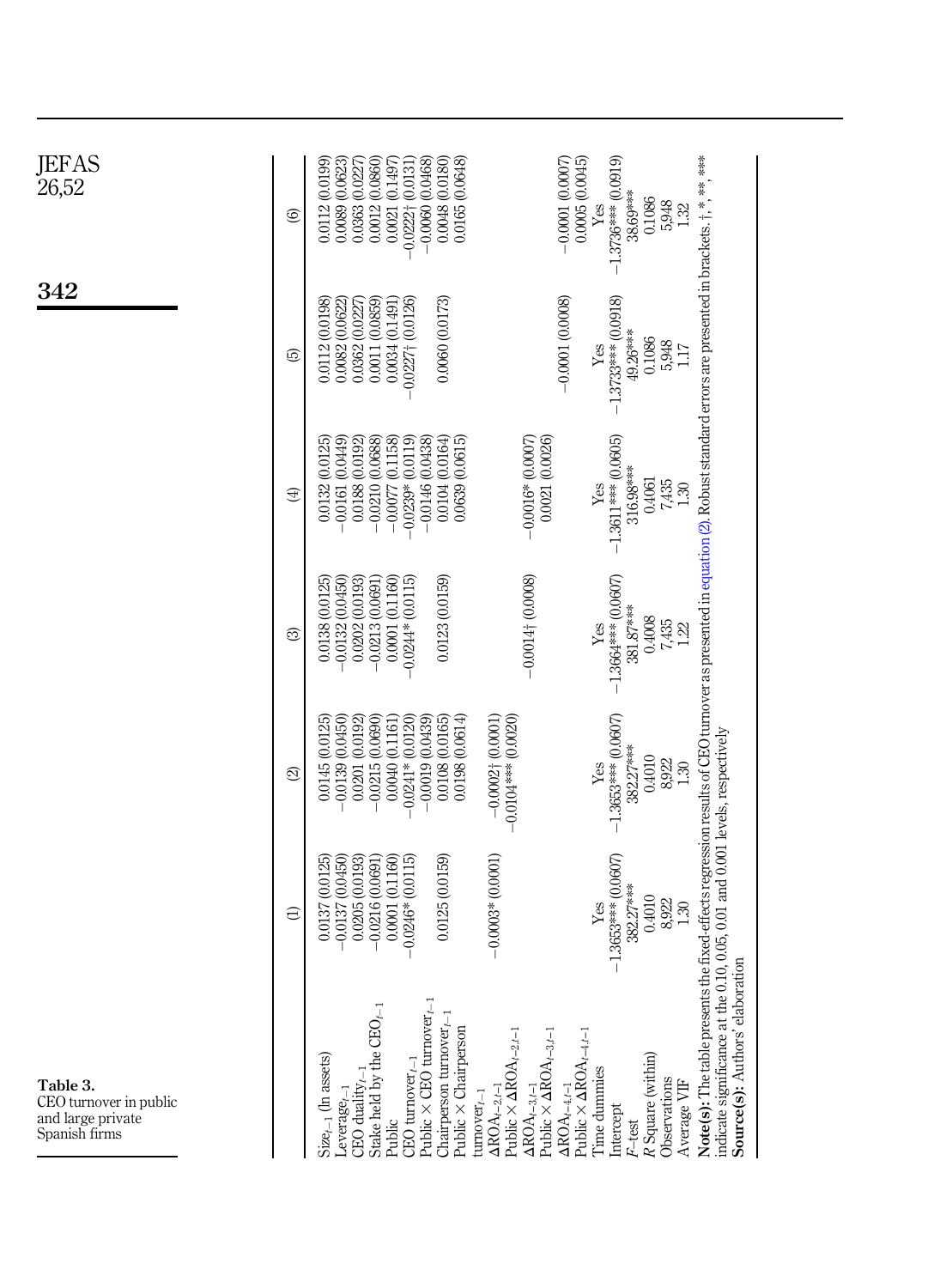**Table 3.** CEO turnover in public and large private Spanish firms

| | (1) | (2) | (3) | (4) | (5) | (6) |
|---|---|---|---|---|---|---|
| $Size_{t-1}$ (ln assets) | 0.0137 (0.0125) | 0.0145 (0.0125) | 0.0138 (0.0125) | 0.0132 (0.0125) | 0.0112 (0.0198) | 0.0112 (0.0199) |
| $Leverage_{t-1}$ | −0.0137 (0.0450) | −0.0139 (0.0450) | −0.0132 (0.0450) | −0.0161 (0.0449) | 0.0082 (0.0622) | 0.0089 (0.0623) |
| CEO $duality_{t-1}$ | 0.0205 (0.0193) | 0.0201 (0.0192) | 0.0202 (0.0193) | 0.0188 (0.0192) | 0.0362 (0.0227) | 0.0363 (0.0227) |
| Stake held by the $CEO_{t-1}$ | −0.0216 (0.0691) | −0.0215 (0.0690) | −0.0213 (0.0691) | −0.0210 (0.0688) | 0.0011 (0.0859) | 0.0012 (0.0860) |
| Public | 0.0001 (0.1160) | 0.0040 (0.1161) | 0.0001 (0.1160) | −0.0077 (0.1158) | 0.0034 (0.1491) | 0.0021 (0.1497) |
| CEO $turnover_{t-1}$ | −0.0246* (0.0115) | −0.0241* (0.0120) | −0.0244* (0.0115) | −0.0239* (0.0119) | −0.0227† (0.0126) | −0.0222† (0.0131) |
| Public × CEO $turnover_{t-1}$ | | −0.0019 (0.0439) | | −0.0146 (0.0438) | | −0.0060 (0.0468) |
| Chairperson $turnover_{t-1}$ | 0.0125 (0.0159) | 0.0108 (0.0165) | 0.0123 (0.0159) | 0.0104 (0.0164) | 0.0060 (0.0173) | 0.0048 (0.0180) |
| Public × Chairperson $turnover_{t-1}$ | | 0.0198 (0.0614) | | 0.0639 (0.0615) | | 0.0165 (0.0648) |
| $\Delta ROA_{t-2,t-1}$ | −0.0003* (0.0001) | −0.0002† (0.0001) | | | | |
| Public × $\Delta ROA_{t-2,t-1}$ | | −0.0104*** (0.0020) | | | | |
| $\Delta ROA_{t-3,t-1}$ | | | −0.0014† (0.0008) | −0.0016* (0.0007) | | |
| Public × $\Delta ROA_{t-3,t-1}$ | | | | 0.0021 (0.0026) | | |
| $\Delta ROA_{t-4,t-1}$ | | | | | −0.0001 (0.0008) | −0.0001 (0.0007) |
| Public × $\Delta ROA_{t-4,t-1}$ | | | | | | 0.0005 (0.0045) |
| Time dummies | Yes | Yes | Yes | Yes | Yes | Yes |
| Intercept | −1.3653*** (0.0607) | −1.3653*** (0.0607) | −1.3664*** (0.0607) | −1.3611*** (0.0605) | −1.3733*** (0.0918) | −1.3736*** (0.0919) |
| $F$-test | 382.27*** | 382.27*** | 381.87*** | 316.98*** | 49.26*** | 38.69*** |
| $R$ Square (within) | 0.4010 | 0.4010 | 0.4008 | 0.4061 | 0.1086 | 0.1086 |
| Observations | 8,922 | 8,922 | 7,435 | 7,435 | 5,948 | 5,948 |
| Average VIF | 1.30 | 1.30 | 1.22 | 1.30 | 1.17 | 1.32 |

**Note(s):** The table presents the fixed-effects regression results of CEO turnover as presented in equation (2). Robust standard errors are presented in brackets. †, *, **, *** indicate significance at the 0.10, 0.05, 0.01 and 0.001 levels, respectively

**Source(s):** Authors' elaboration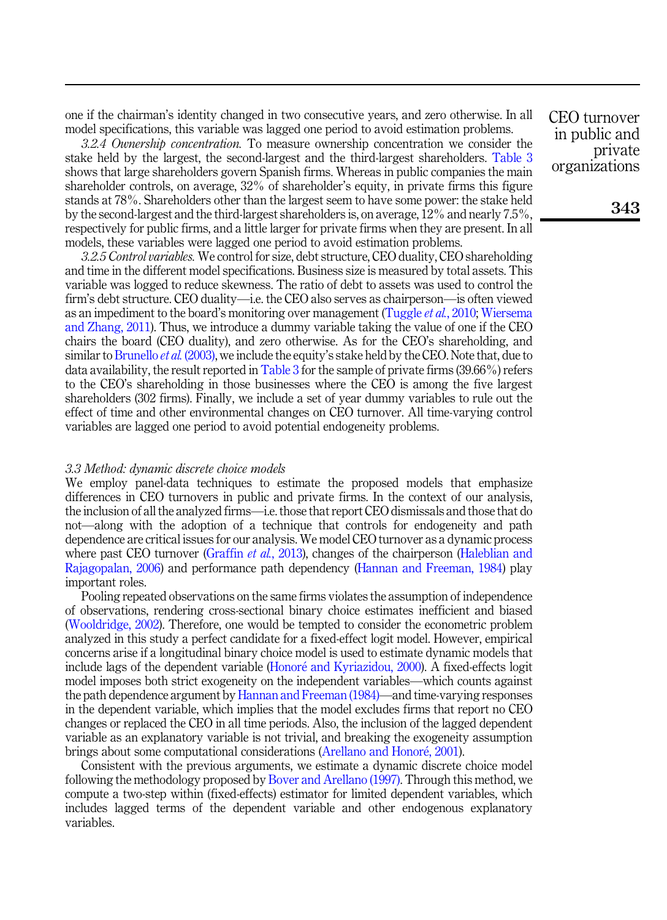one if the chairman's identity changed in two consecutive years, and zero otherwise. In all model specifications, this variable was lagged one period to avoid estimation problems.

*3.2.4 Ownership concentration.* To measure ownership concentration we consider the stake held by the largest, the second-largest and the third-largest shareholders. Table 3 shows that large shareholders govern Spanish firms. Whereas in public companies the main shareholder controls, on average, 32% of shareholder's equity, in private firms this figure stands at 78%. Shareholders other than the largest seem to have some power: the stake held by the second-largest and the third-largest shareholders is, on average, 12% and nearly 7.5%, respectively for public firms, and a little larger for private firms when they are present. In all models, these variables were lagged one period to avoid estimation problems.

*3.2.5 Control variables.* We control for size, debt structure, CEO duality, CEO shareholding and time in the different model specifications. Business size is measured by total assets. This variable was logged to reduce skewness. The ratio of debt to assets was used to control the firm's debt structure. CEO duality—i.e. the CEO also serves as chairperson—is often viewed as an impediment to the board's monitoring over management (Tuggle *et al.*, 2010; Wiersema and Zhang, 2011). Thus, we introduce a dummy variable taking the value of one if the CEO chairs the board (CEO duality), and zero otherwise. As for the CEO's shareholding, and similar to Brunello *et al.* (2003), we include the equity's stake held by the CEO. Note that, due to data availability, the result reported in Table 3 for the sample of private firms (39.66%) refers to the CEO's shareholding in those businesses where the CEO is among the five largest shareholders (302 firms). Finally, we include a set of year dummy variables to rule out the effect of time and other environmental changes on CEO turnover. All time-varying control variables are lagged one period to avoid potential endogeneity problems.

### *3.3 Method: dynamic discrete choice models*

We employ panel-data techniques to estimate the proposed models that emphasize differences in CEO turnovers in public and private firms. In the context of our analysis, the inclusion of all the analyzed firms—i.e. those that report CEO dismissals and those that do not—along with the adoption of a technique that controls for endogeneity and path dependence are critical issues for our analysis. We model CEO turnover as a dynamic process where past CEO turnover (Graffin *et al.*, 2013), changes of the chairperson (Haleblian and Rajagopalan, 2006) and performance path dependency (Hannan and Freeman, 1984) play important roles.

Pooling repeated observations on the same firms violates the assumption of independence of observations, rendering cross-sectional binary choice estimates inefficient and biased (Wooldridge, 2002). Therefore, one would be tempted to consider the econometric problem analyzed in this study a perfect candidate for a fixed-effect logit model. However, empirical concerns arise if a longitudinal binary choice model is used to estimate dynamic models that include lags of the dependent variable (Honoré and Kyriazidou, 2000). A fixed-effects logit model imposes both strict exogeneity on the independent variables—which counts against the path dependence argument by Hannan and Freeman (1984)—and time-varying responses in the dependent variable, which implies that the model excludes firms that report no CEO changes or replaced the CEO in all time periods. Also, the inclusion of the lagged dependent variable as an explanatory variable is not trivial, and breaking the exogeneity assumption brings about some computational considerations (Arellano and Honoré, 2001).

Consistent with the previous arguments, we estimate a dynamic discrete choice model following the methodology proposed by Bover and Arellano (1997). Through this method, we compute a two-step within (fixed-effects) estimator for limited dependent variables, which includes lagged terms of the dependent variable and other endogenous explanatory variables.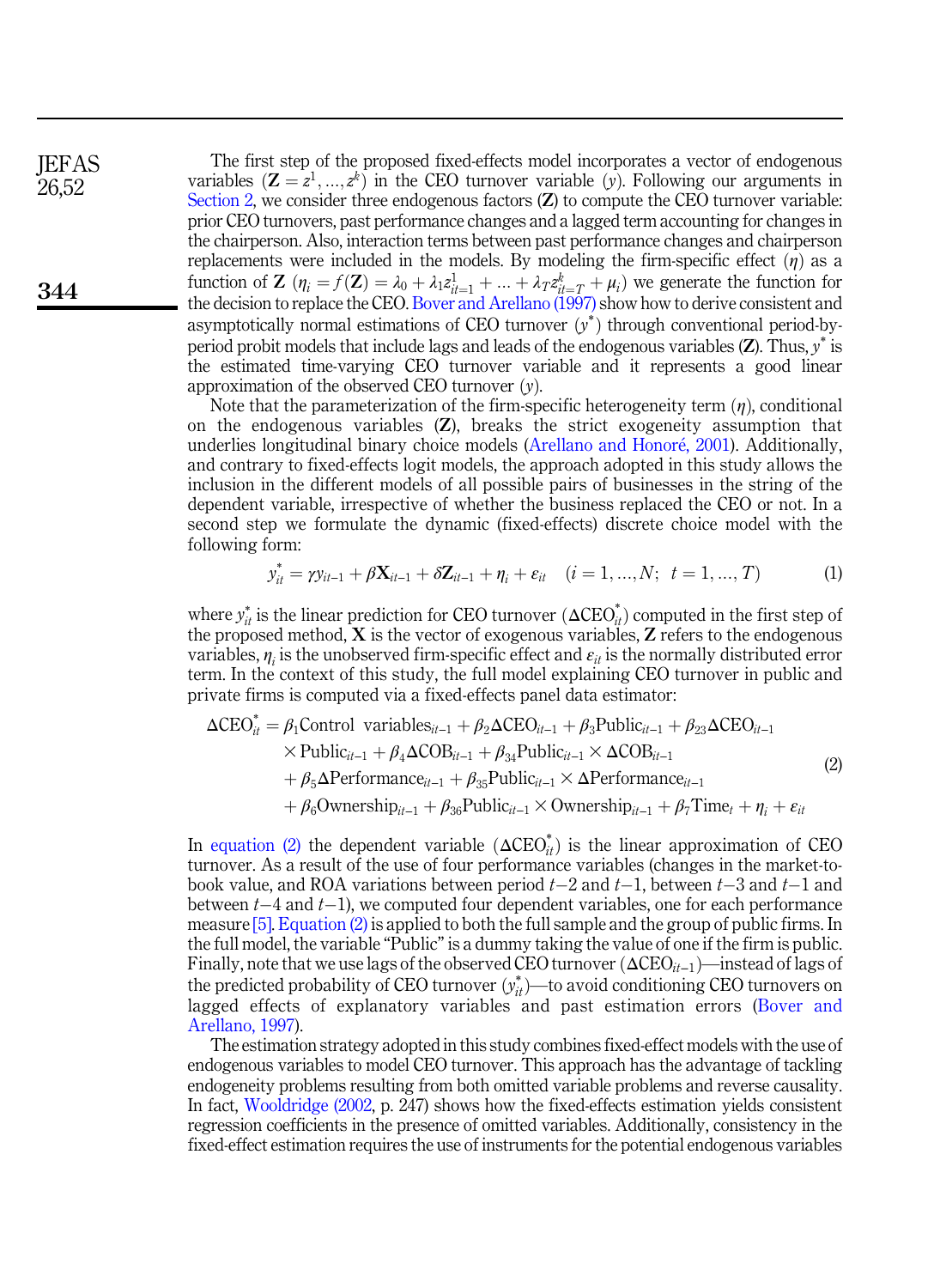The first step of the proposed fixed-effects model incorporates a vector of endogenous variables ($\mathbf{Z} = z^1, \ldots, z^k$) in the CEO turnover variable ($y$). Following our arguments in Section 2, we consider three endogenous factors ($\mathbf{Z}$) to compute the CEO turnover variable: prior CEO turnovers, past performance changes and a lagged term accounting for changes in the chairperson. Also, interaction terms between past performance changes and chairperson replacements were included in the models. By modeling the firm-specific effect ($\eta$) as a function of $\mathbf{Z}$ ($\eta_i = f(\mathbf{Z}) = \lambda_0 + \lambda_1 z^1_{it=1} + \ldots + \lambda_T z^k_{it=T} + \mu_i$) we generate the function for the decision to replace the CEO. Bover and Arellano (1997) show how to derive consistent and asymptotically normal estimations of CEO turnover ($y^*$) through conventional period-by-period probit models that include lags and leads of the endogenous variables ($\mathbf{Z}$). Thus, $y^*$ is the estimated time-varying CEO turnover variable and it represents a good linear approximation of the observed CEO turnover ($y$).

Note that the parameterization of the firm-specific heterogeneity term ($\eta$), conditional on the endogenous variables ($\mathbf{Z}$), breaks the strict exogeneity assumption that underlies longitudinal binary choice models (Arellano and Honoré, 2001). Additionally, and contrary to fixed-effects logit models, the approach adopted in this study allows the inclusion in the different models of all possible pairs of businesses in the string of the dependent variable, irrespective of whether the business replaced the CEO or not. In a second step we formulate the dynamic (fixed-effects) discrete choice model with the following form:

$$y^*_{it} = \gamma y_{it-1} + \beta \mathbf{X}_{it-1} + \delta \mathbf{Z}_{it-1} + \eta_i + \varepsilon_{it} \quad (i = 1, \ldots, N; \; t = 1, \ldots, T) \tag{1}$$

where $y^*_{it}$ is the linear prediction for CEO turnover ($\Delta \text{CEO}^*_{it}$) computed in the first step of the proposed method, $\mathbf{X}$ is the vector of exogenous variables, $\mathbf{Z}$ refers to the endogenous variables, $\eta_i$ is the unobserved firm-specific effect and $\varepsilon_{it}$ is the normally distributed error term. In the context of this study, the full model explaining CEO turnover in public and private firms is computed via a fixed-effects panel data estimator:

$$\begin{aligned}
\Delta \text{CEO}^*_{it} = {} & \beta_1 \text{Control variables}_{it-1} + \beta_2 \Delta \text{CEO}_{it-1} + \beta_3 \text{Public}_{it-1} + \beta_{23} \Delta \text{CEO}_{it-1} \\
& \times \text{Public}_{it-1} + \beta_4 \Delta \text{COB}_{it-1} + \beta_{34} \text{Public}_{it-1} \times \Delta \text{COB}_{it-1} \\
& + \beta_5 \Delta \text{Performance}_{it-1} + \beta_{35} \text{Public}_{it-1} \times \Delta \text{Performance}_{it-1} \\
& + \beta_6 \text{Ownership}_{it-1} + \beta_{36} \text{Public}_{it-1} \times \text{Ownership}_{it-1} + \beta_7 \text{Time}_t + \eta_i + \varepsilon_{it}
\end{aligned} \tag{2}$$

In equation (2) the dependent variable ($\Delta \text{CEO}^*_{it}$) is the linear approximation of CEO turnover. As a result of the use of four performance variables (changes in the market-to-book value, and ROA variations between period $t-2$ and $t-1$, between $t-3$ and $t-1$ and between $t-4$ and $t-1$), we computed four dependent variables, one for each performance measure [5]. Equation (2) is applied to both the full sample and the group of public firms. In the full model, the variable "Public" is a dummy taking the value of one if the firm is public. Finally, note that we use lags of the observed CEO turnover ($\Delta \text{CEO}_{it-1}$)—instead of lags of the predicted probability of CEO turnover ($y^*_{it}$)—to avoid conditioning CEO turnovers on lagged effects of explanatory variables and past estimation errors (Bover and Arellano, 1997).

The estimation strategy adopted in this study combines fixed-effect models with the use of endogenous variables to model CEO turnover. This approach has the advantage of tackling endogeneity problems resulting from both omitted variable problems and reverse causality. In fact, Wooldridge (2002, p. 247) shows how the fixed-effects estimation yields consistent regression coefficients in the presence of omitted variables. Additionally, consistency in the fixed-effect estimation requires the use of instruments for the potential endogenous variables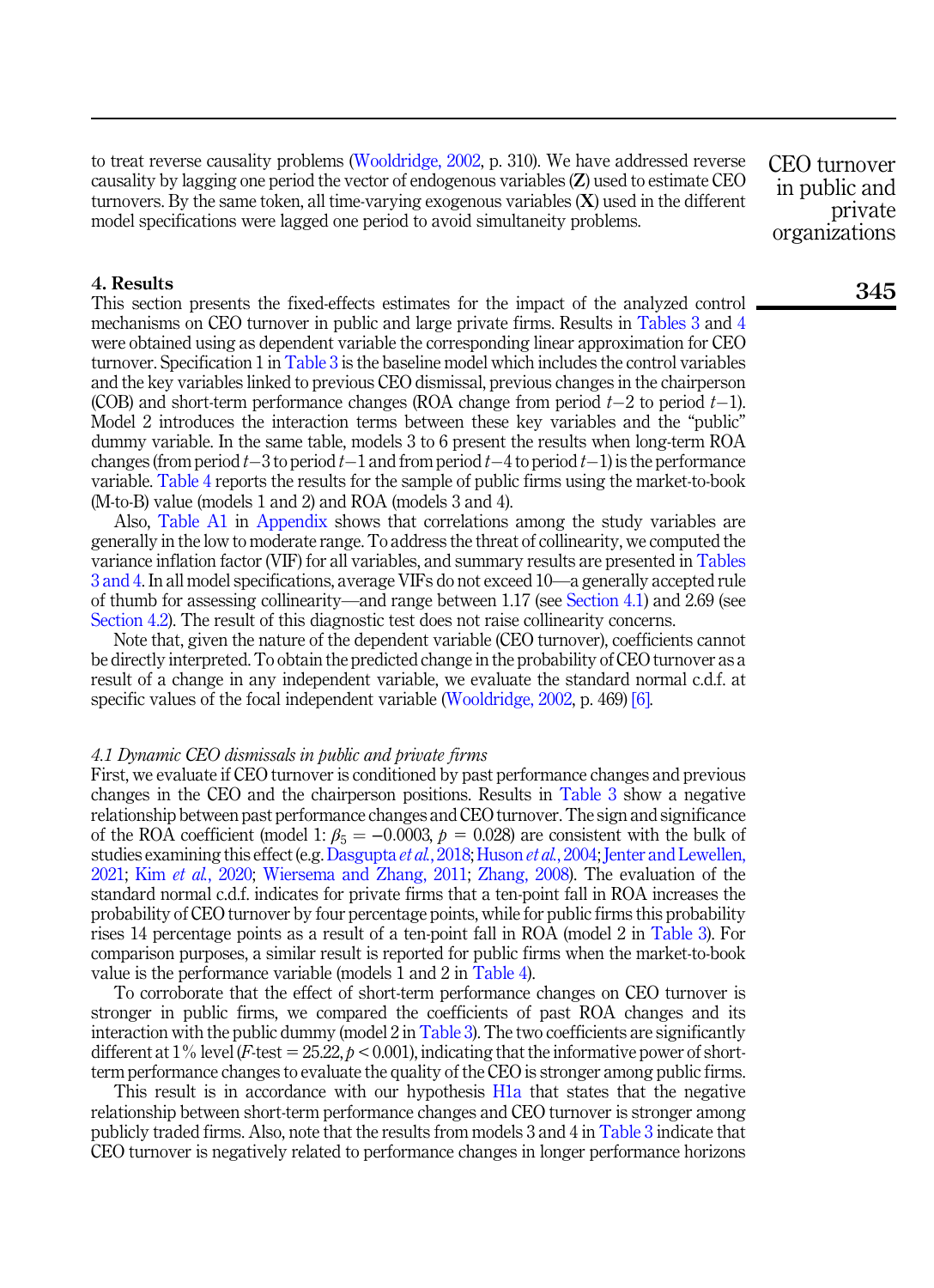to treat reverse causality problems (Wooldridge, 2002, p. 310). We have addressed reverse causality by lagging one period the vector of endogenous variables (**Z**) used to estimate CEO turnovers. By the same token, all time-varying exogenous variables (**X**) used in the different model specifications were lagged one period to avoid simultaneity problems.

## 4. Results

This section presents the fixed-effects estimates for the impact of the analyzed control mechanisms on CEO turnover in public and large private firms. Results in Tables 3 and 4 were obtained using as dependent variable the corresponding linear approximation for CEO turnover. Specification 1 in Table 3 is the baseline model which includes the control variables and the key variables linked to previous CEO dismissal, previous changes in the chairperson (COB) and short-term performance changes (ROA change from period $t-2$ to period $t-1$). Model 2 introduces the interaction terms between these key variables and the "public" dummy variable. In the same table, models 3 to 6 present the results when long-term ROA changes (from period $t-3$ to period $t-1$ and from period $t-4$ to period $t-1$) is the performance variable. Table 4 reports the results for the sample of public firms using the market-to-book (M-to-B) value (models 1 and 2) and ROA (models 3 and 4).

Also, Table A1 in Appendix shows that correlations among the study variables are generally in the low to moderate range. To address the threat of collinearity, we computed the variance inflation factor (VIF) for all variables, and summary results are presented in Tables 3 and 4. In all model specifications, average VIFs do not exceed 10—a generally accepted rule of thumb for assessing collinearity—and range between 1.17 (see Section 4.1) and 2.69 (see Section 4.2). The result of this diagnostic test does not raise collinearity concerns.

Note that, given the nature of the dependent variable (CEO turnover), coefficients cannot be directly interpreted. To obtain the predicted change in the probability of CEO turnover as a result of a change in any independent variable, we evaluate the standard normal c.d.f. at specific values of the focal independent variable (Wooldridge, 2002, p. 469) [6].

### *4.1 Dynamic CEO dismissals in public and private firms*

First, we evaluate if CEO turnover is conditioned by past performance changes and previous changes in the CEO and the chairperson positions. Results in Table 3 show a negative relationship between past performance changes and CEO turnover. The sign and significance of the ROA coefficient (model 1: $\beta_5 = -0.0003$, $p = 0.028$) are consistent with the bulk of studies examining this effect (e.g. Dasgupta *et al.*, 2018; Huson *et al.*, 2004; Jenter and Lewellen, 2021; Kim *et al.*, 2020; Wiersema and Zhang, 2011; Zhang, 2008). The evaluation of the standard normal c.d.f. indicates for private firms that a ten-point fall in ROA increases the probability of CEO turnover by four percentage points, while for public firms this probability rises 14 percentage points as a result of a ten-point fall in ROA (model 2 in Table 3). For comparison purposes, a similar result is reported for public firms when the market-to-book value is the performance variable (models 1 and 2 in Table 4).

To corroborate that the effect of short-term performance changes on CEO turnover is stronger in public firms, we compared the coefficients of past ROA changes and its interaction with the public dummy (model 2 in Table 3). The two coefficients are significantly different at 1% level ($F$-test $= 25.22$, $p < 0.001$), indicating that the informative power of short-term performance changes to evaluate the quality of the CEO is stronger among public firms.

This result is in accordance with our hypothesis H1a that states that the negative relationship between short-term performance changes and CEO turnover is stronger among publicly traded firms. Also, note that the results from models 3 and 4 in Table 3 indicate that CEO turnover is negatively related to performance changes in longer performance horizons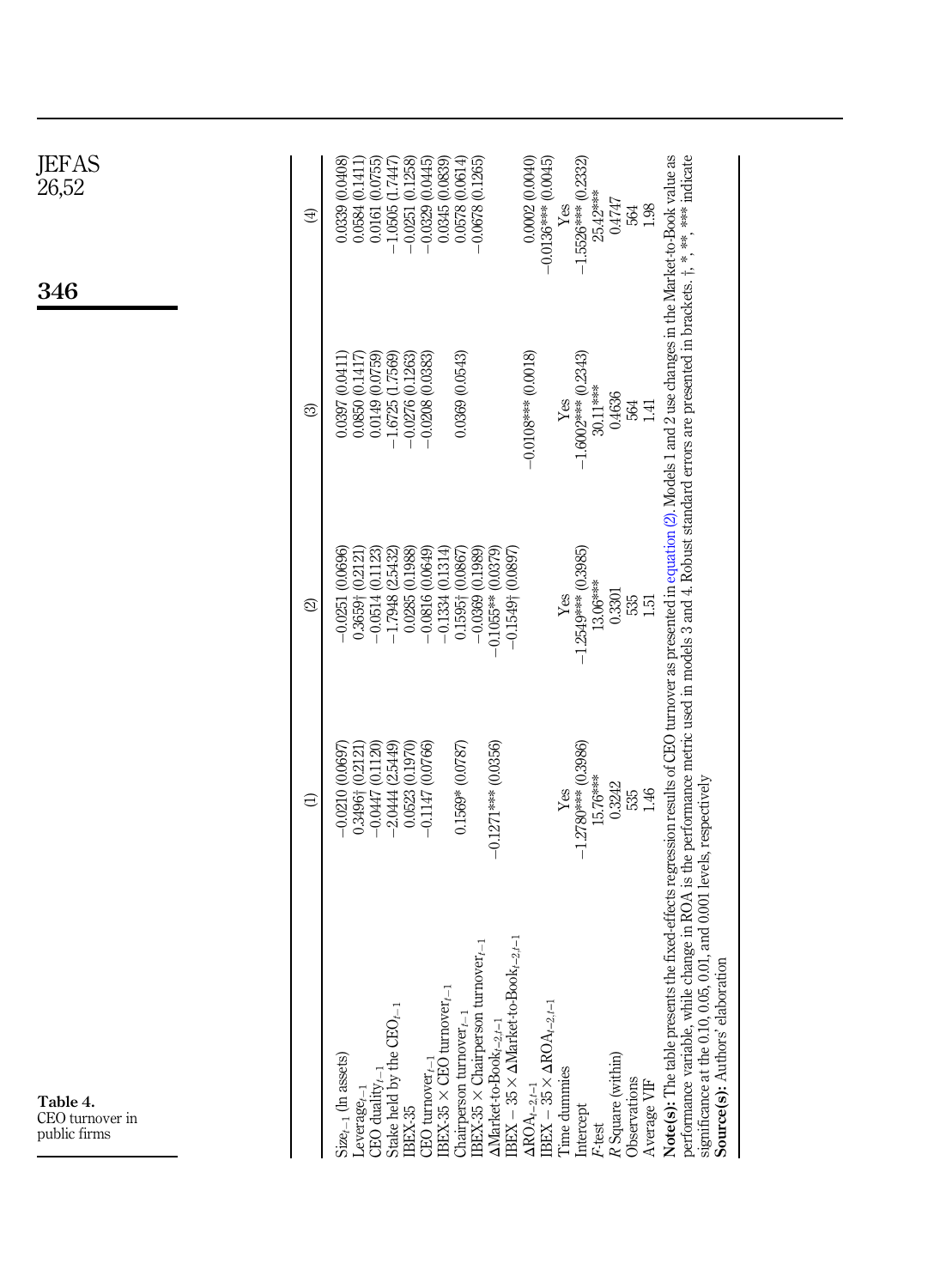**Table 4.** CEO turnover in public firms

| | (1) | (2) | (3) | (4) |
|---|---|---|---|---|
| $Size_{t-1}$ (ln assets) | −0.0210 (0.0697) | −0.0251 (0.0696) | 0.0397 (0.0411) | 0.0339 (0.0408) |
| $Leverage_{t-1}$ | 0.3496† (0.2121) | 0.3659† (0.2121) | 0.0850 (0.1417) | 0.0584 (0.1411) |
| CEO $duality_{t-1}$ | −0.0447 (0.1120) | −0.0514 (0.1123) | 0.0149 (0.0759) | 0.0161 (0.0755) |
| Stake held by the $CEO_{t-1}$ | −2.0444 (2.5449) | −1.7948 (2.5432) | −1.6725 (1.7569) | −1.0505 (1.7447) |
| IBEX-35 | 0.0523 (0.1970) | 0.0285 (0.1988) | −0.0276 (0.1263) | −0.0251 (0.1258) |
| CEO $turnover_{t-1}$ | −0.1147 (0.0766) | −0.0816 (0.0649) | −0.0208 (0.0383) | −0.0329 (0.0445) |
| IBEX-35 × CEO $turnover_{t-1}$ | | −0.1334 (0.1314) | | 0.0345 (0.0839) |
| Chairperson $turnover_{t-1}$ | 0.1569* (0.0787) | 0.1595† (0.0867) | 0.0369 (0.0543) | 0.0578 (0.0614) |
| IBEX-35 × Chairperson $turnover_{t-1}$ | | −0.0369 (0.1989) | | −0.0678 (0.1265) |
| $\Delta$Market-to-$Book_{t-2,t-1}$ | −0.1271*** (0.0356) | −0.1055** (0.0379) | | |
| IBEX − 35 × $\Delta$Market-to-$Book_{t-2,t-1}$ | | −0.1549† (0.0897) | | |
| $\Delta ROA_{t-2,t-1}$ | | | −0.0108*** (0.0018) | 0.0002 (0.0040) |
| IBEX − 35 × $\Delta ROA_{t-2,t-1}$ | | | | −0.0136*** (0.0045) |
| Time dummies | Yes | Yes | Yes | Yes |
| Intercept | −1.2780*** (0.3986) | −1.2549*** (0.3985) | −1.6002*** (0.2343) | −1.5526*** (0.2332) |
| *F*-test | 15.76*** | 13.06*** | 30.11*** | 25.42*** |
| *R* Square (within) | 0.3242 | 0.3301 | 0.4636 | 0.4747 |
| Observations | 535 | 535 | 564 | 564 |
| Average VIF | 1.46 | 1.51 | 1.41 | 1.98 |

**Note(s):** The table presents the fixed-effects regression results of CEO turnover as presented in equation (2). Models 1 and 2 use changes in the Market-to-Book value as performance variable, while change in ROA is the performance metric used in models 3 and 4. Robust standard errors are presented in brackets. †, *, **, *** indicate significance at the 0.10, 0.05, 0.01, and 0.001 levels, respectively

**Source(s):** Authors' elaboration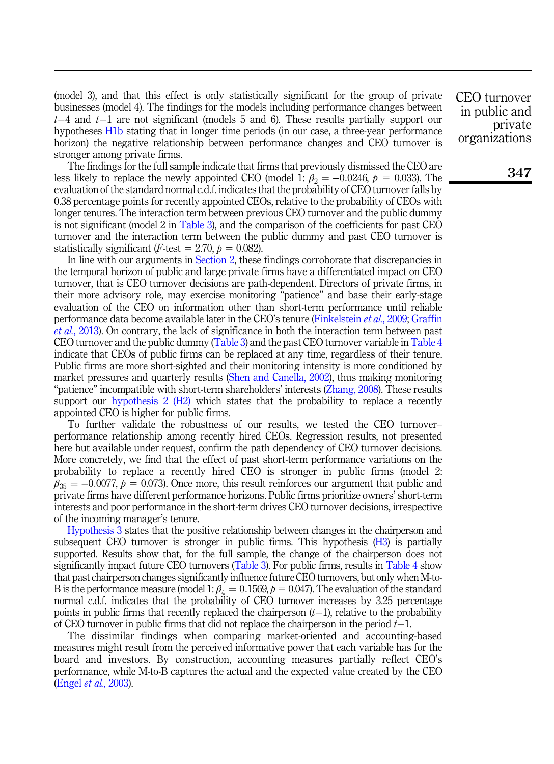(model 3), and that this effect is only statistically significant for the group of private businesses (model 4). The findings for the models including performance changes between $t-4$ and $t-1$ are not significant (models 5 and 6). These results partially support our hypotheses H1b stating that in longer time periods (in our case, a three-year performance horizon) the negative relationship between performance changes and CEO turnover is stronger among private firms.

The findings for the full sample indicate that firms that previously dismissed the CEO are less likely to replace the newly appointed CEO (model 1: $\beta_2 = -0.0246$, $p = 0.033$). The evaluation of the standard normal c.d.f. indicates that the probability of CEO turnover falls by 0.38 percentage points for recently appointed CEOs, relative to the probability of CEOs with longer tenures. The interaction term between previous CEO turnover and the public dummy is not significant (model 2 in Table 3), and the comparison of the coefficients for past CEO turnover and the interaction term between the public dummy and past CEO turnover is statistically significant ($F$-test $= 2.70$, $p = 0.082$).

In line with our arguments in Section 2, these findings corroborate that discrepancies in the temporal horizon of public and large private firms have a differentiated impact on CEO turnover, that is CEO turnover decisions are path-dependent. Directors of private firms, in their more advisory role, may exercise monitoring "patience" and base their early-stage evaluation of the CEO on information other than short-term performance until reliable performance data become available later in the CEO's tenure (Finkelstein *et al.*, 2009; Graffin *et al.*, 2013). On contrary, the lack of significance in both the interaction term between past CEO turnover and the public dummy (Table 3) and the past CEO turnover variable in Table 4 indicate that CEOs of public firms can be replaced at any time, regardless of their tenure. Public firms are more short-sighted and their monitoring intensity is more conditioned by market pressures and quarterly results (Shen and Canella, 2002), thus making monitoring "patience" incompatible with short-term shareholders' interests (Zhang, 2008). These results support our hypothesis 2 (H2) which states that the probability to replace a recently appointed CEO is higher for public firms.

To further validate the robustness of our results, we tested the CEO turnover–performance relationship among recently hired CEOs. Regression results, not presented here but available under request, confirm the path dependency of CEO turnover decisions. More concretely, we find that the effect of past short-term performance variations on the probability to replace a recently hired CEO is stronger in public firms (model 2: $\beta_{35} = -0.0077$, $p = 0.073$). Once more, this result reinforces our argument that public and private firms have different performance horizons. Public firms prioritize owners' short-term interests and poor performance in the short-term drives CEO turnover decisions, irrespective of the incoming manager's tenure.

Hypothesis 3 states that the positive relationship between changes in the chairperson and subsequent CEO turnover is stronger in public firms. This hypothesis (H3) is partially supported. Results show that, for the full sample, the change of the chairperson does not significantly impact future CEO turnovers (Table 3). For public firms, results in Table 4 show that past chairperson changes significantly influence future CEO turnovers, but only when M-to-B is the performance measure (model 1: $\beta_4 = 0.1569$, $p = 0.047$). The evaluation of the standard normal c.d.f. indicates that the probability of CEO turnover increases by 3.25 percentage points in public firms that recently replaced the chairperson ($t-1$), relative to the probability of CEO turnover in public firms that did not replace the chairperson in the period $t-1$.

The dissimilar findings when comparing market-oriented and accounting-based measures might result from the perceived informative power that each variable has for the board and investors. By construction, accounting measures partially reflect CEO's performance, while M-to-B captures the actual and the expected value created by the CEO (Engel *et al.*, 2003).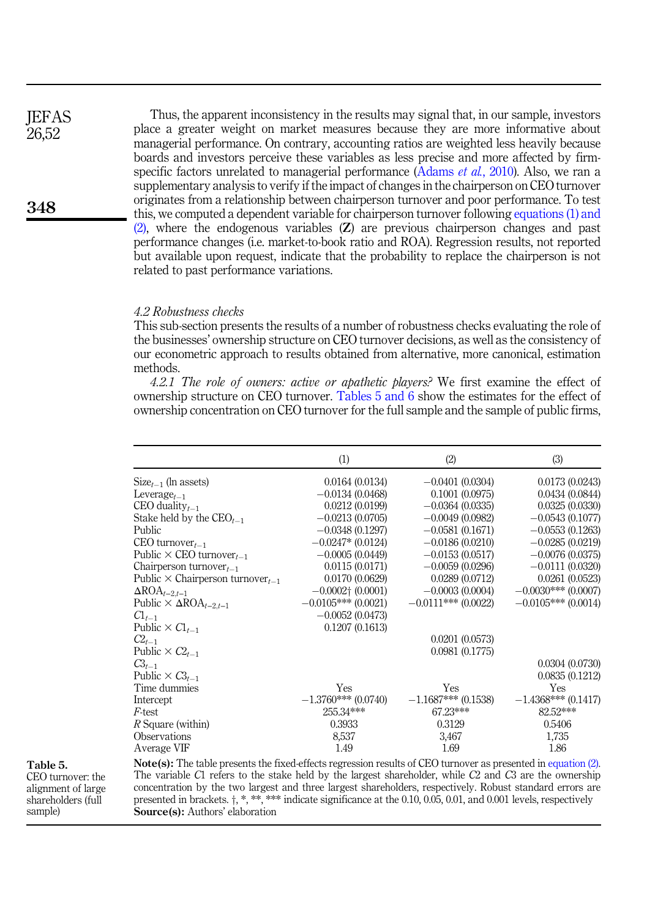Thus, the apparent inconsistency in the results may signal that, in our sample, investors place a greater weight on market measures because they are more informative about managerial performance. On contrary, accounting ratios are weighted less heavily because boards and investors perceive these variables as less precise and more affected by firm-specific factors unrelated to managerial performance (Adams *et al.*, 2010). Also, we ran a supplementary analysis to verify if the impact of changes in the chairperson on CEO turnover originates from a relationship between chairperson turnover and poor performance. To test this, we computed a dependent variable for chairperson turnover following equations (1) and (2), where the endogenous variables (**Z**) are previous chairperson changes and past performance changes (i.e. market-to-book ratio and ROA). Regression results, not reported but available upon request, indicate that the probability to replace the chairperson is not related to past performance variations.

### *4.2 Robustness checks*

This sub-section presents the results of a number of robustness checks evaluating the role of the businesses' ownership structure on CEO turnover decisions, as well as the consistency of our econometric approach to results obtained from alternative, more canonical, estimation methods.

*4.2.1 The role of owners: active or apathetic players?* We first examine the effect of ownership structure on CEO turnover. Tables 5 and 6 show the estimates for the effect of ownership concentration on CEO turnover for the full sample and the sample of public firms,

| | (1) | (2) | (3) |
|---|---|---|---|
| $Size_{t-1}$ (ln assets) | 0.0164 (0.0134) | −0.0401 (0.0304) | 0.0173 (0.0243) |
| $Leverage_{t-1}$ | −0.0134 (0.0468) | 0.1001 (0.0975) | 0.0434 (0.0844) |
| CEO $duality_{t-1}$ | 0.0212 (0.0199) | −0.0364 (0.0335) | 0.0325 (0.0330) |
| Stake held by the $CEO_{t-1}$ | −0.0213 (0.0705) | −0.0049 (0.0982) | −0.0543 (0.1077) |
| Public | −0.0348 (0.1297) | −0.0581 (0.1671) | −0.0553 (0.1263) |
| CEO $turnover_{t-1}$ | −0.0247* (0.0124) | −0.0186 (0.0210) | −0.0285 (0.0219) |
| Public × CEO $turnover_{t-1}$ | −0.0005 (0.0449) | −0.0153 (0.0517) | −0.0076 (0.0375) |
| Chairperson $turnover_{t-1}$ | 0.0115 (0.0171) | −0.0059 (0.0296) | −0.0111 (0.0320) |
| Public × Chairperson $turnover_{t-1}$ | 0.0170 (0.0629) | 0.0289 (0.0712) | 0.0261 (0.0523) |
| $\Delta ROA_{t-2,t-1}$ | −0.0002† (0.0001) | −0.0003 (0.0004) | −0.0030*** (0.0007) |
| Public × $\Delta ROA_{t-2,t-1}$ | −0.0105*** (0.0021) | −0.0111*** (0.0022) | −0.0105*** (0.0014) |
| $C1_{t-1}$ | −0.0052 (0.0473) | | |
| Public × $C1_{t-1}$ | 0.1207 (0.1613) | | |
| $C2_{t-1}$ | | 0.0201 (0.0573) | |
| Public × $C2_{t-1}$ | | 0.0981 (0.1775) | |
| $C3_{t-1}$ | | | 0.0304 (0.0730) |
| Public × $C3_{t-1}$ | | | 0.0835 (0.1212) |
| Time dummies | Yes | Yes | Yes |
| Intercept | −1.3760*** (0.0740) | −1.1687*** (0.1538) | −1.4368*** (0.1417) |
| $F$-test | 255.34*** | 67.23*** | 82.52*** |
| $R$ Square (within) | 0.3933 | 0.3129 | 0.5406 |
| Observations | 8,537 | 3,467 | 1,735 |
| Average VIF | 1.49 | 1.69 | 1.86 |

**Note(s):** The table presents the fixed-effects regression results of CEO turnover as presented in equation (2). The variable $C1$ refers to the stake held by the largest shareholder, while $C2$ and $C3$ are the ownership concentration by the two largest and three largest shareholders, respectively. Robust standard errors are presented in brackets. †, *, **, *** indicate significance at the 0.10, 0.05, 0.01, and 0.001 levels, respectively
**Source(s):** Authors' elaboration

**Table 5.** CEO turnover: the alignment of large shareholders (full sample)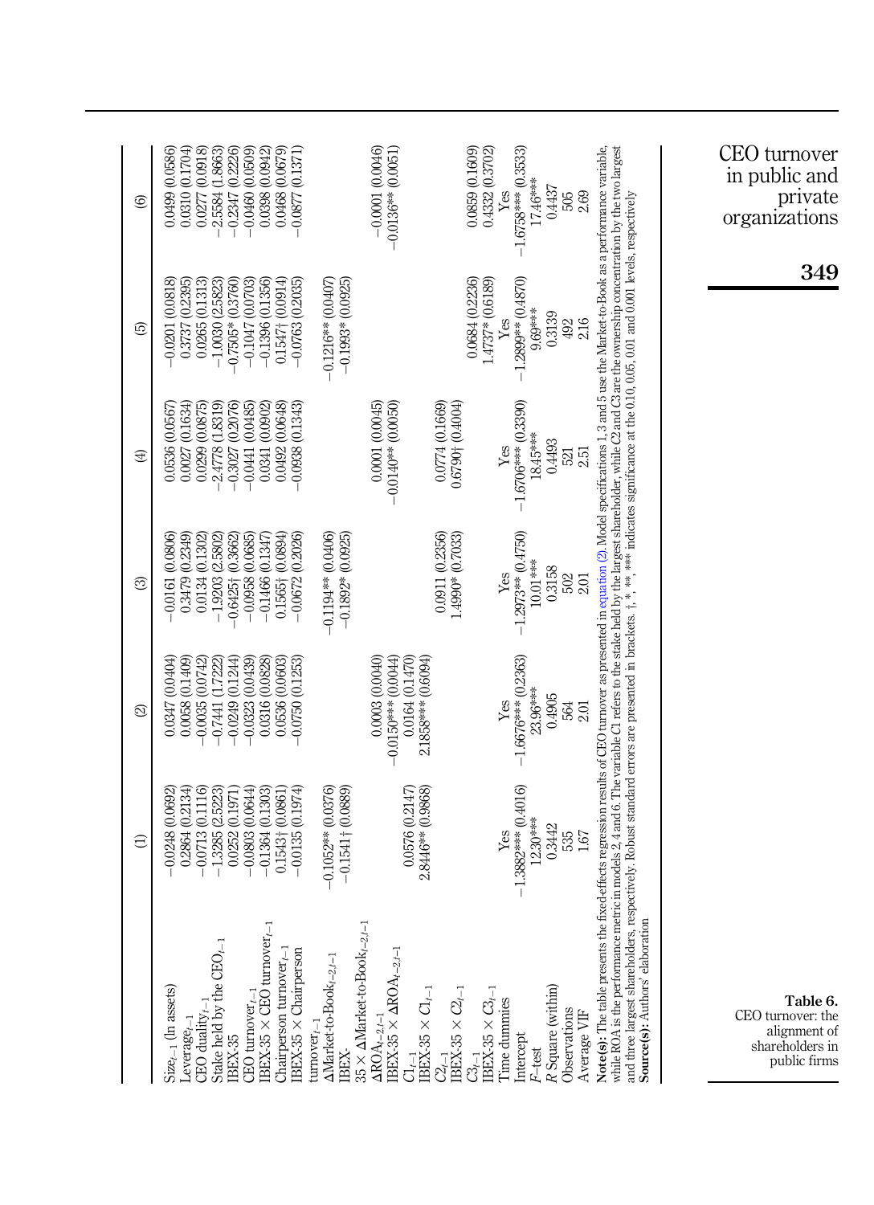**Table 6.** CEO turnover: the alignment of shareholders in public firms

| | (1) | (2) | (3) | (4) | (5) | (6) |
|---|---|---|---|---|---|---|
| $Size_{t-1}$ (ln assets) | −0.0248 (0.0692) | 0.0347 (0.0404) | −0.0161 (0.0806) | 0.0536 (0.0567) | −0.0201 (0.0818) | 0.0499 (0.0586) |
| $Leverage_{t-1}$ | 0.2864 (0.2134) | 0.0058 (0.1409) | 0.3479 (0.2349) | 0.0027 (0.1634) | 0.3737 (0.2395) | 0.0310 (0.1704) |
| CEO $duality_{t-1}$ | −0.0713 (0.1116) | −0.0035 (0.0742) | 0.0134 (0.1302) | 0.0299 (0.0875) | 0.0265 (0.1313) | 0.0277 (0.0918) |
| Stake held by the $CEO_{t-1}$ | −1.3285 (2.5223) | −0.7441 (1.7222) | −1.9203 (2.5802) | −2.4778 (1.8319) | −1.0030 (2.5823) | −2.5584 (1.8663) |
| IBEX-35 | 0.0252 (0.1971) | −0.0249 (0.1244) | −0.6425† (0.3662) | −0.3027 (0.2076) | −0.7505* (0.3760) | −0.2347 (0.2226) |
| CEO $turnover_{t-1}$ | −0.0803 (0.0644) | −0.0323 (0.0439) | −0.0958 (0.0685) | −0.0441 (0.0485) | −0.1047 (0.0703) | −0.0460 (0.0509) |
| IBEX-35 × CEO $turnover_{t-1}$ | −0.1364 (0.1303) | 0.0316 (0.0828) | −0.1466 (0.1347) | 0.0341 (0.0902) | −0.1396 (0.1356) | 0.0398 (0.0942) |
| Chairperson $turnover_{t-1}$ | 0.1543† (0.0861) | 0.0536 (0.0603) | 0.1565† (0.0894) | 0.0492 (0.0648) | 0.1547† (0.0914) | 0.0468 (0.0679) |
| IBEX-35 × Chairperson $turnover_{t-1}$ | −0.0135 (0.1974) | −0.0750 (0.1253) | −0.0672 (0.2026) | −0.0938 (0.1343) | −0.0763 (0.2035) | −0.0877 (0.1371) |
| $\Delta$Market-to-$Book_{t-2,t-1}$ | −0.1052** (0.0376) | | −0.1194** (0.0406) | | −0.1216** (0.0407) | |
| IBEX-35 × $\Delta$Market-to-$Book_{t-2,t-1}$ | −0.1541† (0.0889) | | −0.1892* (0.0925) | | −0.1993* (0.0925) | |
| $\Delta ROA_{t-2,t-1}$ | | 0.0003 (0.0040) | | 0.0001 (0.0045) | | −0.0001 (0.0046) |
| IBEX-35 × $\Delta ROA_{t-2,t-1}$ | | −0.0150*** (0.0044) | | −0.0140** (0.0050) | | −0.0136** (0.0051) |
| $C1_{t-1}$ | 0.0576 (0.2147) | 0.0164 (0.1470) | | | | |
| IBEX-35 × $C1_{t-1}$ | 2.8446** (0.9868) | 2.1858*** (0.6094) | | | | |
| $C2_{t-1}$ | | | 0.0911 (0.2356) | 0.0774 (0.1669) | | |
| IBEX-35 × $C2_{t-1}$ | | | 1.4990* (0.7033) | 0.6790† (0.4004) | | |
| $C3_{t-1}$ | | | | | 0.0684 (0.2236) | 0.0859 (0.1609) |
| IBEX-35 × $C3_{t-1}$ | | | | | 1.4737* (0.6189) | 0.4332 (0.3702) |
| Time dummies | Yes | Yes | Yes | Yes | Yes | Yes |
| Intercept | −1.3882*** (0.4016) | −1.6676*** (0.2363) | −1.2973** (0.4750) | −1.6706*** (0.3390) | −1.2899** (0.4870) | −1.6758*** (0.3533) |
| F-test | 12.30*** | 23.96*** | 10.01*** | 18.45*** | 9.69*** | 17.46*** |
| R Square (within) | 0.3442 | 0.4905 | 0.3158 | 0.4493 | 0.3139 | 0.4437 |
| Observations | 535 | 564 | 502 | 521 | 492 | 505 |
| Average VIF | 1.67 | 2.01 | 2.01 | 2.51 | 2.16 | 2.69 |

**Note(s):** The table presents the fixed-effects regression results of CEO turnover as presented in equation (2). Model specifications 1, 3 and 5 use the Market-to-Book as a performance variable, while ROA is the performance metric in models 2, 4 and 6. The variable C1 refers to the stake held by the largest shareholder, while C2 and C3 are the ownership concentration by the two largest and three largest shareholders, respectively. Robust standard errors are presented in brackets. †, *, **, *** indicates significance at the 0.10, 0.05, 0.01 and 0.001 levels, respectively
**Source(s):** Authors' elaboration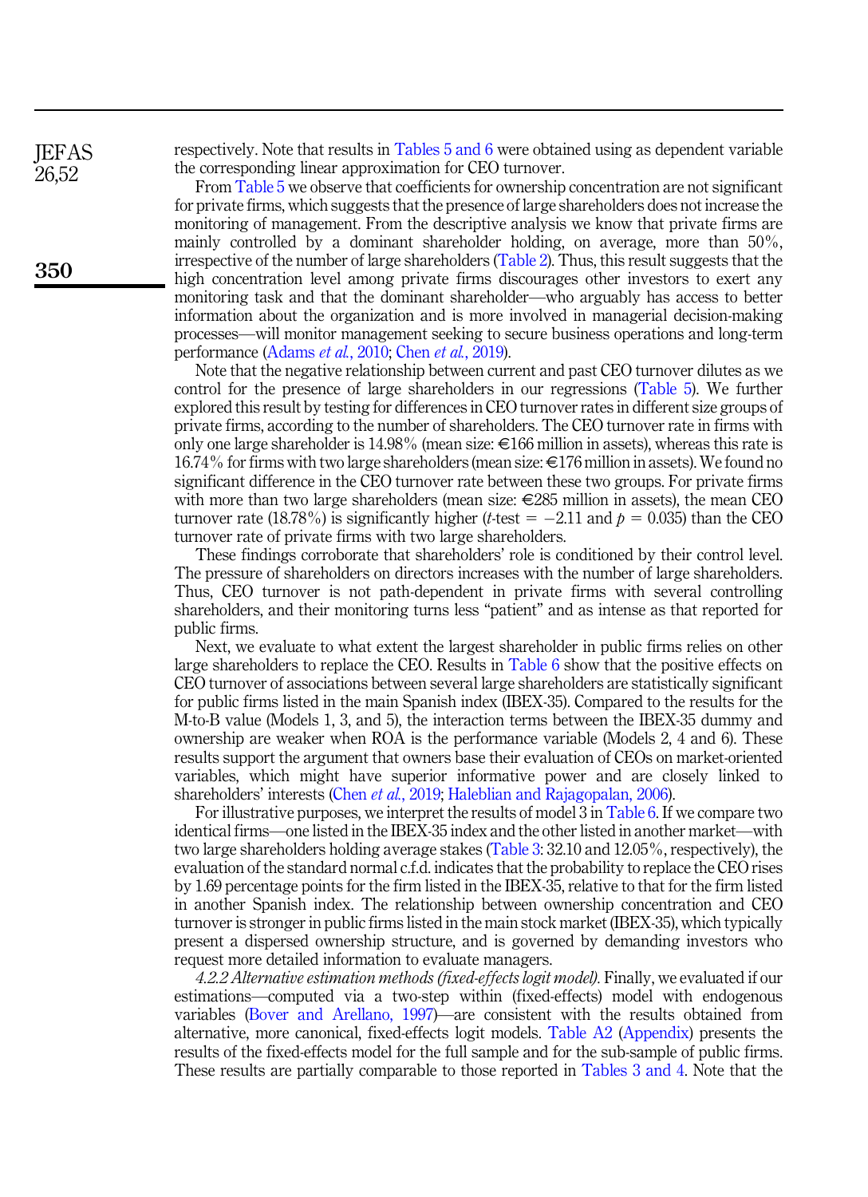respectively. Note that results in Tables 5 and 6 were obtained using as dependent variable the corresponding linear approximation for CEO turnover.

From Table 5 we observe that coefficients for ownership concentration are not significant for private firms, which suggests that the presence of large shareholders does not increase the monitoring of management. From the descriptive analysis we know that private firms are mainly controlled by a dominant shareholder holding, on average, more than 50%, irrespective of the number of large shareholders (Table 2). Thus, this result suggests that the high concentration level among private firms discourages other investors to exert any monitoring task and that the dominant shareholder—who arguably has access to better information about the organization and is more involved in managerial decision-making processes—will monitor management seeking to secure business operations and long-term performance (Adams *et al.*, 2010; Chen *et al.*, 2019).

Note that the negative relationship between current and past CEO turnover dilutes as we control for the presence of large shareholders in our regressions (Table 5). We further explored this result by testing for differences in CEO turnover rates in different size groups of private firms, according to the number of shareholders. The CEO turnover rate in firms with only one large shareholder is 14.98% (mean size: €166 million in assets), whereas this rate is 16.74% for firms with two large shareholders (mean size: €176 million in assets). We found no significant difference in the CEO turnover rate between these two groups. For private firms with more than two large shareholders (mean size: €285 million in assets), the mean CEO turnover rate (18.78%) is significantly higher ($t$-test $= -2.11$ and $p = 0.035$) than the CEO turnover rate of private firms with two large shareholders.

These findings corroborate that shareholders' role is conditioned by their control level. The pressure of shareholders on directors increases with the number of large shareholders. Thus, CEO turnover is not path-dependent in private firms with several controlling shareholders, and their monitoring turns less "patient" and as intense as that reported for public firms.

Next, we evaluate to what extent the largest shareholder in public firms relies on other large shareholders to replace the CEO. Results in Table 6 show that the positive effects on CEO turnover of associations between several large shareholders are statistically significant for public firms listed in the main Spanish index (IBEX-35). Compared to the results for the M-to-B value (Models 1, 3, and 5), the interaction terms between the IBEX-35 dummy and ownership are weaker when ROA is the performance variable (Models 2, 4 and 6). These results support the argument that owners base their evaluation of CEOs on market-oriented variables, which might have superior informative power and are closely linked to shareholders' interests (Chen *et al.*, 2019; Haleblian and Rajagopalan, 2006).

For illustrative purposes, we interpret the results of model 3 in Table 6. If we compare two identical firms—one listed in the IBEX-35 index and the other listed in another market—with two large shareholders holding average stakes (Table 3: 32.10 and 12.05%, respectively), the evaluation of the standard normal c.f.d. indicates that the probability to replace the CEO rises by 1.69 percentage points for the firm listed in the IBEX-35, relative to that for the firm listed in another Spanish index. The relationship between ownership concentration and CEO turnover is stronger in public firms listed in the main stock market (IBEX-35), which typically present a dispersed ownership structure, and is governed by demanding investors who request more detailed information to evaluate managers.

*4.2.2 Alternative estimation methods (fixed-effects logit model).* Finally, we evaluated if our estimations—computed via a two-step within (fixed-effects) model with endogenous variables (Bover and Arellano, 1997)—are consistent with the results obtained from alternative, more canonical, fixed-effects logit models. Table A2 (Appendix) presents the results of the fixed-effects model for the full sample and for the sub-sample of public firms. These results are partially comparable to those reported in Tables 3 and 4. Note that the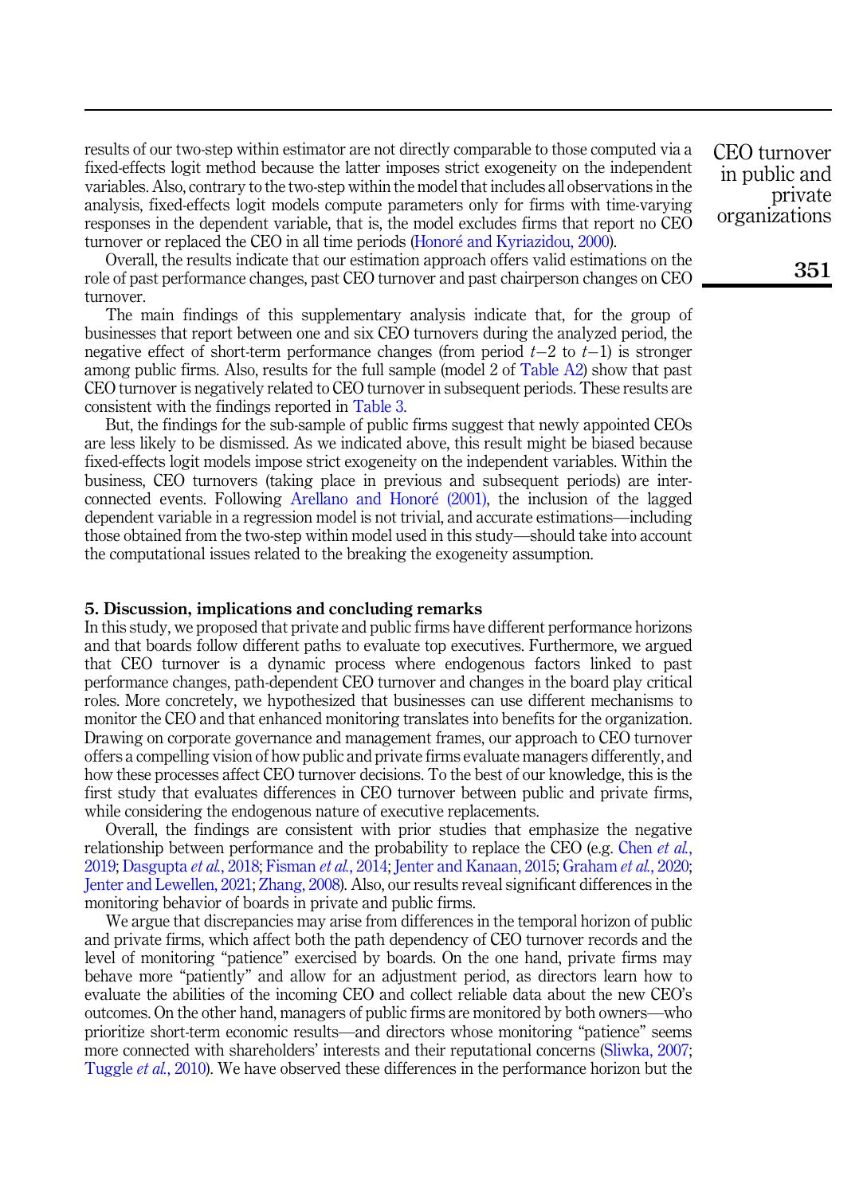results of our two-step within estimator are not directly comparable to those computed via a fixed-effects logit method because the latter imposes strict exogeneity on the independent variables. Also, contrary to the two-step within the model that includes all observations in the analysis, fixed-effects logit models compute parameters only for firms with time-varying responses in the dependent variable, that is, the model excludes firms that report no CEO turnover or replaced the CEO in all time periods (Honoré and Kyriazidou, 2000).

Overall, the results indicate that our estimation approach offers valid estimations on the role of past performance changes, past CEO turnover and past chairperson changes on CEO turnover.

The main findings of this supplementary analysis indicate that, for the group of businesses that report between one and six CEO turnovers during the analyzed period, the negative effect of short-term performance changes (from period $t-2$ to $t-1$) is stronger among public firms. Also, results for the full sample (model 2 of Table A2) show that past CEO turnover is negatively related to CEO turnover in subsequent periods. These results are consistent with the findings reported in Table 3.

But, the findings for the sub-sample of public firms suggest that newly appointed CEOs are less likely to be dismissed. As we indicated above, this result might be biased because fixed-effects logit models impose strict exogeneity on the independent variables. Within the business, CEO turnovers (taking place in previous and subsequent periods) are inter-connected events. Following Arellano and Honoré (2001), the inclusion of the lagged dependent variable in a regression model is not trivial, and accurate estimations—including those obtained from the two-step within model used in this study—should take into account the computational issues related to the breaking the exogeneity assumption.

## 5. Discussion, implications and concluding remarks

In this study, we proposed that private and public firms have different performance horizons and that boards follow different paths to evaluate top executives. Furthermore, we argued that CEO turnover is a dynamic process where endogenous factors linked to past performance changes, path-dependent CEO turnover and changes in the board play critical roles. More concretely, we hypothesized that businesses can use different mechanisms to monitor the CEO and that enhanced monitoring translates into benefits for the organization. Drawing on corporate governance and management frames, our approach to CEO turnover offers a compelling vision of how public and private firms evaluate managers differently, and how these processes affect CEO turnover decisions. To the best of our knowledge, this is the first study that evaluates differences in CEO turnover between public and private firms, while considering the endogenous nature of executive replacements.

Overall, the findings are consistent with prior studies that emphasize the negative relationship between performance and the probability to replace the CEO (e.g. Chen *et al.*, 2019; Dasgupta *et al.*, 2018; Fisman *et al.*, 2014; Jenter and Kanaan, 2015; Graham *et al.*, 2020; Jenter and Lewellen, 2021; Zhang, 2008). Also, our results reveal significant differences in the monitoring behavior of boards in private and public firms.

We argue that discrepancies may arise from differences in the temporal horizon of public and private firms, which affect both the path dependency of CEO turnover records and the level of monitoring "patience" exercised by boards. On the one hand, private firms may behave more "patiently" and allow for an adjustment period, as directors learn how to evaluate the abilities of the incoming CEO and collect reliable data about the new CEO's outcomes. On the other hand, managers of public firms are monitored by both owners—who prioritize short-term economic results—and directors whose monitoring "patience" seems more connected with shareholders' interests and their reputational concerns (Sliwka, 2007; Tuggle *et al.*, 2010). We have observed these differences in the performance horizon but the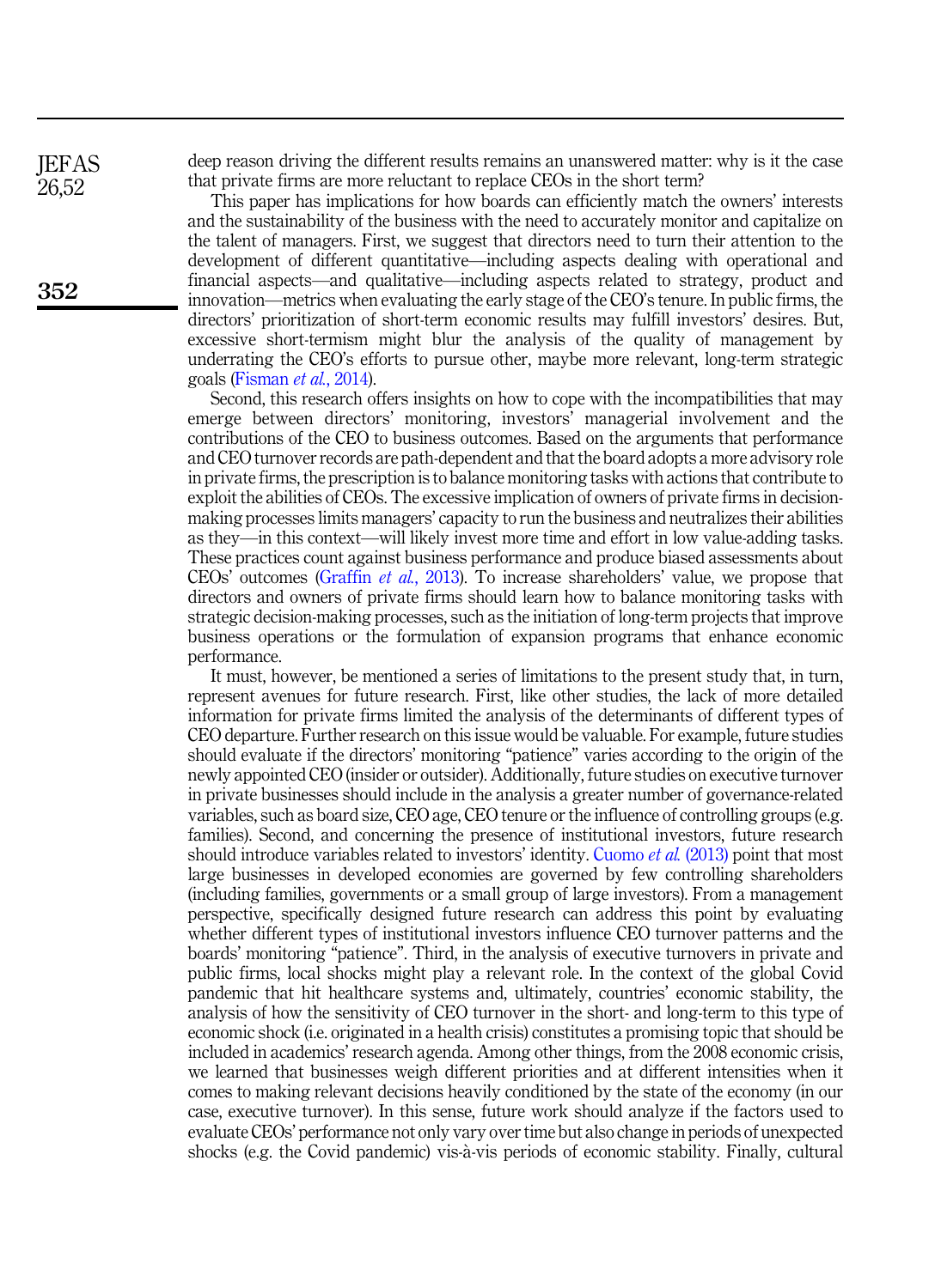deep reason driving the different results remains an unanswered matter: why is it the case that private firms are more reluctant to replace CEOs in the short term?

This paper has implications for how boards can efficiently match the owners' interests and the sustainability of the business with the need to accurately monitor and capitalize on the talent of managers. First, we suggest that directors need to turn their attention to the development of different quantitative—including aspects dealing with operational and financial aspects—and qualitative—including aspects related to strategy, product and innovation—metrics when evaluating the early stage of the CEO's tenure. In public firms, the directors' prioritization of short-term economic results may fulfill investors' desires. But, excessive short-termism might blur the analysis of the quality of management by underrating the CEO's efforts to pursue other, maybe more relevant, long-term strategic goals (Fisman *et al.*, 2014).

Second, this research offers insights on how to cope with the incompatibilities that may emerge between directors' monitoring, investors' managerial involvement and the contributions of the CEO to business outcomes. Based on the arguments that performance and CEO turnover records are path-dependent and that the board adopts a more advisory role in private firms, the prescription is to balance monitoring tasks with actions that contribute to exploit the abilities of CEOs. The excessive implication of owners of private firms in decision-making processes limits managers' capacity to run the business and neutralizes their abilities as they—in this context—will likely invest more time and effort in low value-adding tasks. These practices count against business performance and produce biased assessments about CEOs' outcomes (Graffin *et al.*, 2013). To increase shareholders' value, we propose that directors and owners of private firms should learn how to balance monitoring tasks with strategic decision-making processes, such as the initiation of long-term projects that improve business operations or the formulation of expansion programs that enhance economic performance.

It must, however, be mentioned a series of limitations to the present study that, in turn, represent avenues for future research. First, like other studies, the lack of more detailed information for private firms limited the analysis of the determinants of different types of CEO departure. Further research on this issue would be valuable. For example, future studies should evaluate if the directors' monitoring "patience" varies according to the origin of the newly appointed CEO (insider or outsider). Additionally, future studies on executive turnover in private businesses should include in the analysis a greater number of governance-related variables, such as board size, CEO age, CEO tenure or the influence of controlling groups (e.g. families). Second, and concerning the presence of institutional investors, future research should introduce variables related to investors' identity. Cuomo *et al.* (2013) point that most large businesses in developed economies are governed by few controlling shareholders (including families, governments or a small group of large investors). From a management perspective, specifically designed future research can address this point by evaluating whether different types of institutional investors influence CEO turnover patterns and the boards' monitoring "patience". Third, in the analysis of executive turnovers in private and public firms, local shocks might play a relevant role. In the context of the global Covid pandemic that hit healthcare systems and, ultimately, countries' economic stability, the analysis of how the sensitivity of CEO turnover in the short- and long-term to this type of economic shock (i.e. originated in a health crisis) constitutes a promising topic that should be included in academics' research agenda. Among other things, from the 2008 economic crisis, we learned that businesses weigh different priorities and at different intensities when it comes to making relevant decisions heavily conditioned by the state of the economy (in our case, executive turnover). In this sense, future work should analyze if the factors used to evaluate CEOs' performance not only vary over time but also change in periods of unexpected shocks (e.g. the Covid pandemic) vis-à-vis periods of economic stability. Finally, cultural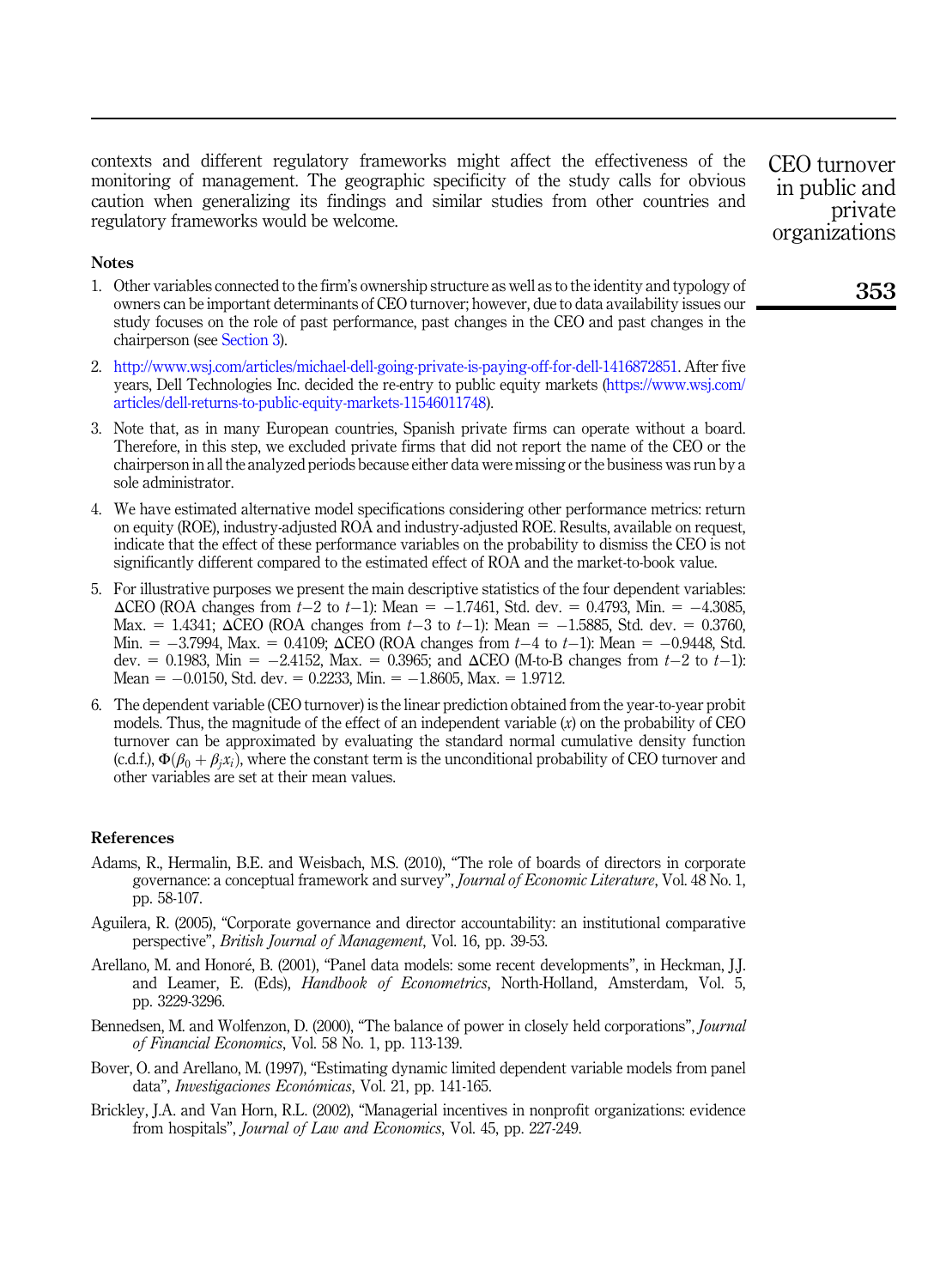contexts and different regulatory frameworks might affect the effectiveness of the monitoring of management. The geographic specificity of the study calls for obvious caution when generalizing its findings and similar studies from other countries and regulatory frameworks would be welcome.

## Notes

1. Other variables connected to the firm's ownership structure as well as to the identity and typology of owners can be important determinants of CEO turnover; however, due to data availability issues our study focuses on the role of past performance, past changes in the CEO and past changes in the chairperson (see Section 3).

2. http://www.wsj.com/articles/michael-dell-going-private-is-paying-off-for-dell-1416872851. After five years, Dell Technologies Inc. decided the re-entry to public equity markets (https://www.wsj.com/articles/dell-returns-to-public-equity-markets-11546011748).

3. Note that, as in many European countries, Spanish private firms can operate without a board. Therefore, in this step, we excluded private firms that did not report the name of the CEO or the chairperson in all the analyzed periods because either data were missing or the business was run by a sole administrator.

4. We have estimated alternative model specifications considering other performance metrics: return on equity (ROE), industry-adjusted ROA and industry-adjusted ROE. Results, available on request, indicate that the effect of these performance variables on the probability to dismiss the CEO is not significantly different compared to the estimated effect of ROA and the market-to-book value.

5. For illustrative purposes we present the main descriptive statistics of the four dependent variables: ΔCEO (ROA changes from $t-2$ to $t-1$): Mean = −1.7461, Std. dev. = 0.4793, Min. = −4.3085, Max. = 1.4341; ΔCEO (ROA changes from $t-3$ to $t-1$): Mean = −1.5885, Std. dev. = 0.3760, Min. = −3.7994, Max. = 0.4109; ΔCEO (ROA changes from $t-4$ to $t-1$): Mean = −0.9448, Std. dev. = 0.1983, Min = −2.4152, Max. = 0.3965; and ΔCEO (M-to-B changes from $t-2$ to $t-1$): Mean = −0.0150, Std. dev. = 0.2233, Min. = −1.8605, Max. = 1.9712.

6. The dependent variable (CEO turnover) is the linear prediction obtained from the year-to-year probit models. Thus, the magnitude of the effect of an independent variable ($x$) on the probability of CEO turnover can be approximated by evaluating the standard normal cumulative density function (c.d.f.), $\Phi(\beta_0 + \beta_j x_i)$, where the constant term is the unconditional probability of CEO turnover and other variables are set at their mean values.

## References

Adams, R., Hermalin, B.E. and Weisbach, M.S. (2010), "The role of boards of directors in corporate governance: a conceptual framework and survey", *Journal of Economic Literature*, Vol. 48 No. 1, pp. 58-107.

Aguilera, R. (2005), "Corporate governance and director accountability: an institutional comparative perspective", *British Journal of Management*, Vol. 16, pp. 39-53.

Arellano, M. and Honoré, B. (2001), "Panel data models: some recent developments", in Heckman, J.J. and Leamer, E. (Eds), *Handbook of Econometrics*, North-Holland, Amsterdam, Vol. 5, pp. 3229-3296.

Bennedsen, M. and Wolfenzon, D. (2000), "The balance of power in closely held corporations", *Journal of Financial Economics*, Vol. 58 No. 1, pp. 113-139.

Bover, O. and Arellano, M. (1997), "Estimating dynamic limited dependent variable models from panel data", *Investigaciones Económicas*, Vol. 21, pp. 141-165.

Brickley, J.A. and Van Horn, R.L. (2002), "Managerial incentives in nonprofit organizations: evidence from hospitals", *Journal of Law and Economics*, Vol. 45, pp. 227-249.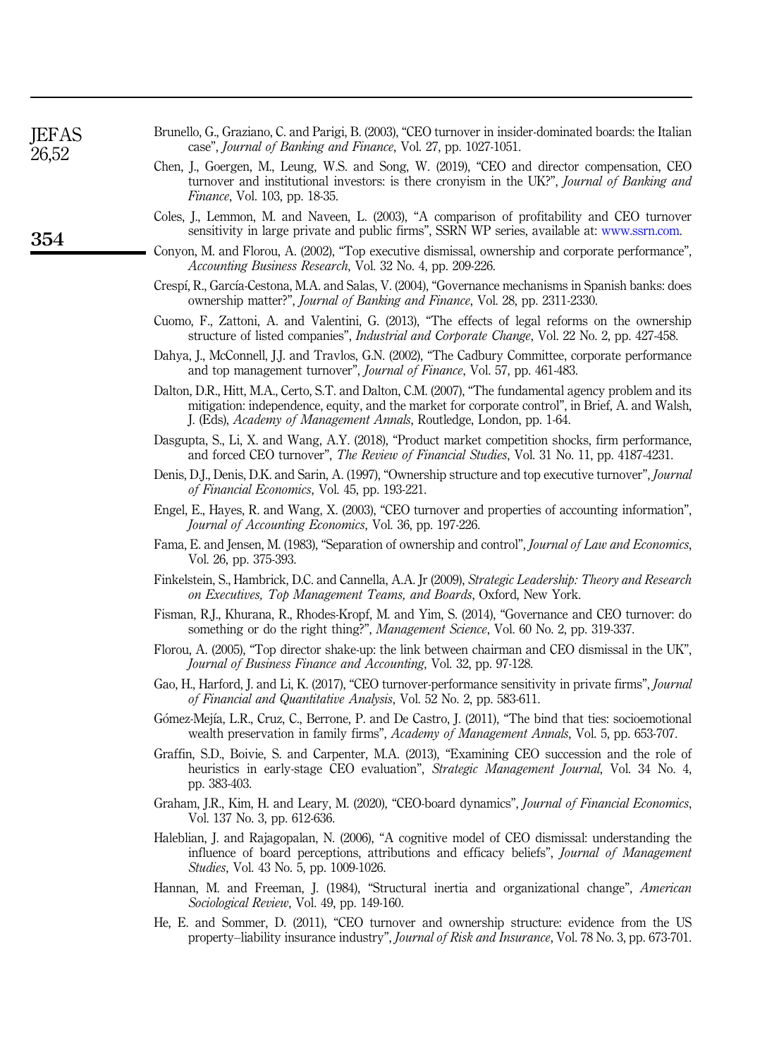Brunello, G., Graziano, C. and Parigi, B. (2003), "CEO turnover in insider-dominated boards: the Italian case", *Journal of Banking and Finance*, Vol. 27, pp. 1027-1051.

Chen, J., Goergen, M., Leung, W.S. and Song, W. (2019), "CEO and director compensation, CEO turnover and institutional investors: is there cronyism in the UK?", *Journal of Banking and Finance*, Vol. 103, pp. 18-35.

Coles, J., Lemmon, M. and Naveen, L. (2003), "A comparison of profitability and CEO turnover sensitivity in large private and public firms", SSRN WP series, available at: www.ssrn.com.

Conyon, M. and Florou, A. (2002), "Top executive dismissal, ownership and corporate performance", *Accounting Business Research*, Vol. 32 No. 4, pp. 209-226.

Crespí, R., García-Cestona, M.A. and Salas, V. (2004), "Governance mechanisms in Spanish banks: does ownership matter?", *Journal of Banking and Finance*, Vol. 28, pp. 2311-2330.

Cuomo, F., Zattoni, A. and Valentini, G. (2013), "The effects of legal reforms on the ownership structure of listed companies", *Industrial and Corporate Change*, Vol. 22 No. 2, pp. 427-458.

Dahya, J., McConnell, J.J. and Travlos, G.N. (2002), "The Cadbury Committee, corporate performance and top management turnover", *Journal of Finance*, Vol. 57, pp. 461-483.

Dalton, D.R., Hitt, M.A., Certo, S.T. and Dalton, C.M. (2007), "The fundamental agency problem and its mitigation: independence, equity, and the market for corporate control", in Brief, A. and Walsh, J. (Eds), *Academy of Management Annals*, Routledge, London, pp. 1-64.

Dasgupta, S., Li, X. and Wang, A.Y. (2018), "Product market competition shocks, firm performance, and forced CEO turnover", *The Review of Financial Studies*, Vol. 31 No. 11, pp. 4187-4231.

Denis, D.J., Denis, D.K. and Sarin, A. (1997), "Ownership structure and top executive turnover", *Journal of Financial Economics*, Vol. 45, pp. 193-221.

Engel, E., Hayes, R. and Wang, X. (2003), "CEO turnover and properties of accounting information", *Journal of Accounting Economics*, Vol. 36, pp. 197-226.

Fama, E. and Jensen, M. (1983), "Separation of ownership and control", *Journal of Law and Economics*, Vol. 26, pp. 375-393.

Finkelstein, S., Hambrick, D.C. and Cannella, A.A. Jr (2009), *Strategic Leadership: Theory and Research on Executives, Top Management Teams, and Boards*, Oxford, New York.

Fisman, R.J., Khurana, R., Rhodes-Kropf, M. and Yim, S. (2014), "Governance and CEO turnover: do something or do the right thing?", *Management Science*, Vol. 60 No. 2, pp. 319-337.

Florou, A. (2005), "Top director shake-up: the link between chairman and CEO dismissal in the UK", *Journal of Business Finance and Accounting*, Vol. 32, pp. 97-128.

Gao, H., Harford, J. and Li, K. (2017), "CEO turnover-performance sensitivity in private firms", *Journal of Financial and Quantitative Analysis*, Vol. 52 No. 2, pp. 583-611.

Gómez-Mejía, L.R., Cruz, C., Berrone, P. and De Castro, J. (2011), "The bind that ties: socioemotional wealth preservation in family firms", *Academy of Management Annals*, Vol. 5, pp. 653-707.

Graffin, S.D., Boivie, S. and Carpenter, M.A. (2013), "Examining CEO succession and the role of heuristics in early-stage CEO evaluation", *Strategic Management Journal*, Vol. 34 No. 4, pp. 383-403.

Graham, J.R., Kim, H. and Leary, M. (2020), "CEO-board dynamics", *Journal of Financial Economics*, Vol. 137 No. 3, pp. 612-636.

Haleblian, J. and Rajagopalan, N. (2006), "A cognitive model of CEO dismissal: understanding the influence of board perceptions, attributions and efficacy beliefs", *Journal of Management Studies*, Vol. 43 No. 5, pp. 1009-1026.

Hannan, M. and Freeman, J. (1984), "Structural inertia and organizational change", *American Sociological Review*, Vol. 49, pp. 149-160.

He, E. and Sommer, D. (2011), "CEO turnover and ownership structure: evidence from the US property–liability insurance industry", *Journal of Risk and Insurance*, Vol. 78 No. 3, pp. 673-701.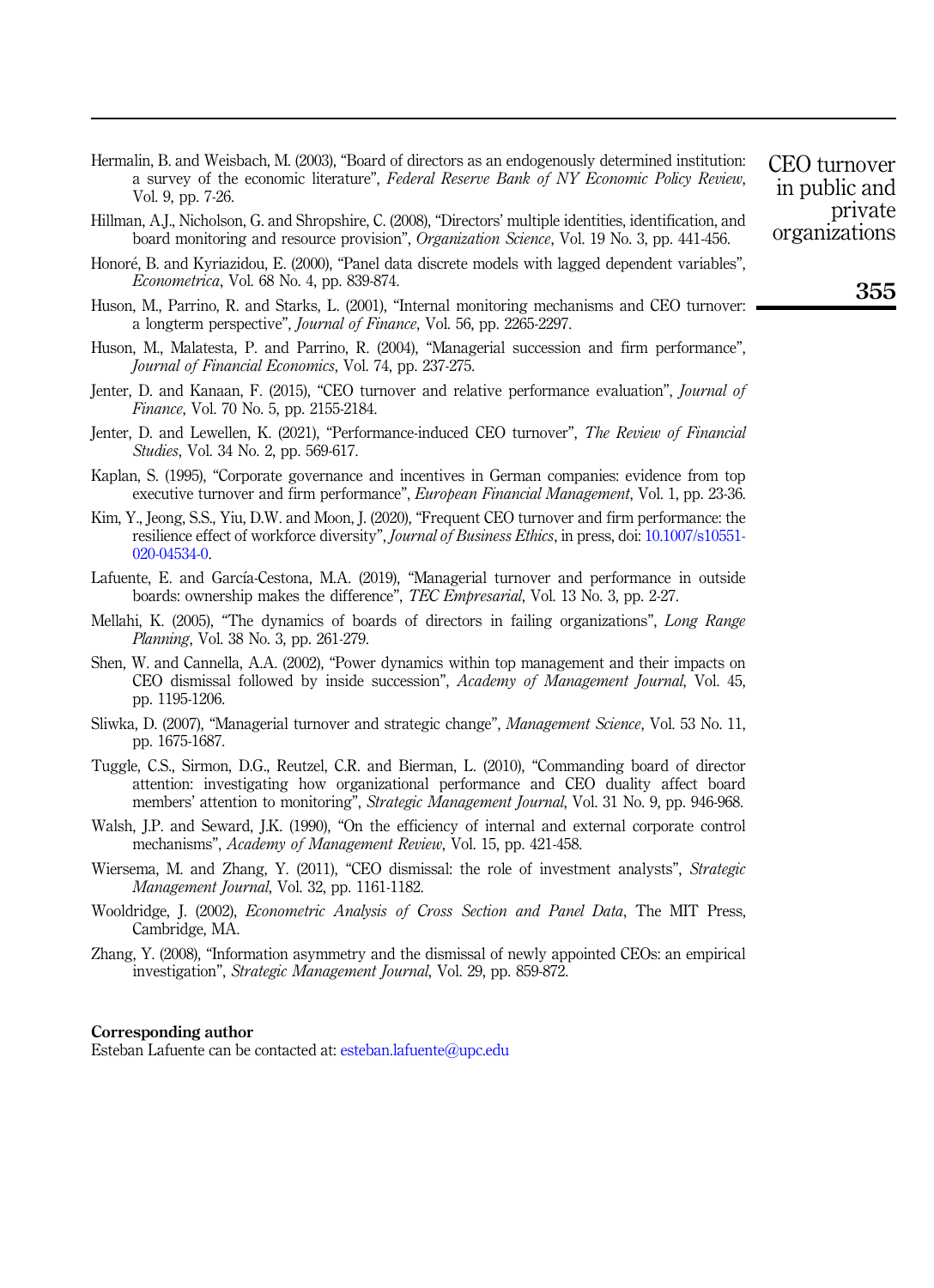Hermalin, B. and Weisbach, M. (2003), "Board of directors as an endogenously determined institution: a survey of the economic literature", *Federal Reserve Bank of NY Economic Policy Review*, Vol. 9, pp. 7-26.

Hillman, A.J., Nicholson, G. and Shropshire, C. (2008), "Directors' multiple identities, identification, and board monitoring and resource provision", *Organization Science*, Vol. 19 No. 3, pp. 441-456.

Honoré, B. and Kyriazidou, E. (2000), "Panel data discrete models with lagged dependent variables", *Econometrica*, Vol. 68 No. 4, pp. 839-874.

Huson, M., Parrino, R. and Starks, L. (2001), "Internal monitoring mechanisms and CEO turnover: a longterm perspective", *Journal of Finance*, Vol. 56, pp. 2265-2297.

Huson, M., Malatesta, P. and Parrino, R. (2004), "Managerial succession and firm performance", *Journal of Financial Economics*, Vol. 74, pp. 237-275.

Jenter, D. and Kanaan, F. (2015), "CEO turnover and relative performance evaluation", *Journal of Finance*, Vol. 70 No. 5, pp. 2155-2184.

Jenter, D. and Lewellen, K. (2021), "Performance-induced CEO turnover", *The Review of Financial Studies*, Vol. 34 No. 2, pp. 569-617.

Kaplan, S. (1995), "Corporate governance and incentives in German companies: evidence from top executive turnover and firm performance", *European Financial Management*, Vol. 1, pp. 23-36.

Kim, Y., Jeong, S.S., Yiu, D.W. and Moon, J. (2020), "Frequent CEO turnover and firm performance: the resilience effect of workforce diversity", *Journal of Business Ethics*, in press, doi: 10.1007/s10551-020-04534-0.

Lafuente, E. and García-Cestona, M.A. (2019), "Managerial turnover and performance in outside boards: ownership makes the difference", *TEC Empresarial*, Vol. 13 No. 3, pp. 2-27.

Mellahi, K. (2005), "The dynamics of boards of directors in failing organizations", *Long Range Planning*, Vol. 38 No. 3, pp. 261-279.

Shen, W. and Cannella, A.A. (2002), "Power dynamics within top management and their impacts on CEO dismissal followed by inside succession", *Academy of Management Journal*, Vol. 45, pp. 1195-1206.

Sliwka, D. (2007), "Managerial turnover and strategic change", *Management Science*, Vol. 53 No. 11, pp. 1675-1687.

Tuggle, C.S., Sirmon, D.G., Reutzel, C.R. and Bierman, L. (2010), "Commanding board of director attention: investigating how organizational performance and CEO duality affect board members' attention to monitoring", *Strategic Management Journal*, Vol. 31 No. 9, pp. 946-968.

Walsh, J.P. and Seward, J.K. (1990), "On the efficiency of internal and external corporate control mechanisms", *Academy of Management Review*, Vol. 15, pp. 421-458.

Wiersema, M. and Zhang, Y. (2011), "CEO dismissal: the role of investment analysts", *Strategic Management Journal*, Vol. 32, pp. 1161-1182.

Wooldridge, J. (2002), *Econometric Analysis of Cross Section and Panel Data*, The MIT Press, Cambridge, MA.

Zhang, Y. (2008), "Information asymmetry and the dismissal of newly appointed CEOs: an empirical investigation", *Strategic Management Journal*, Vol. 29, pp. 859-872.

**Corresponding author**

Esteban Lafuente can be contacted at: esteban.lafuente@upc.edu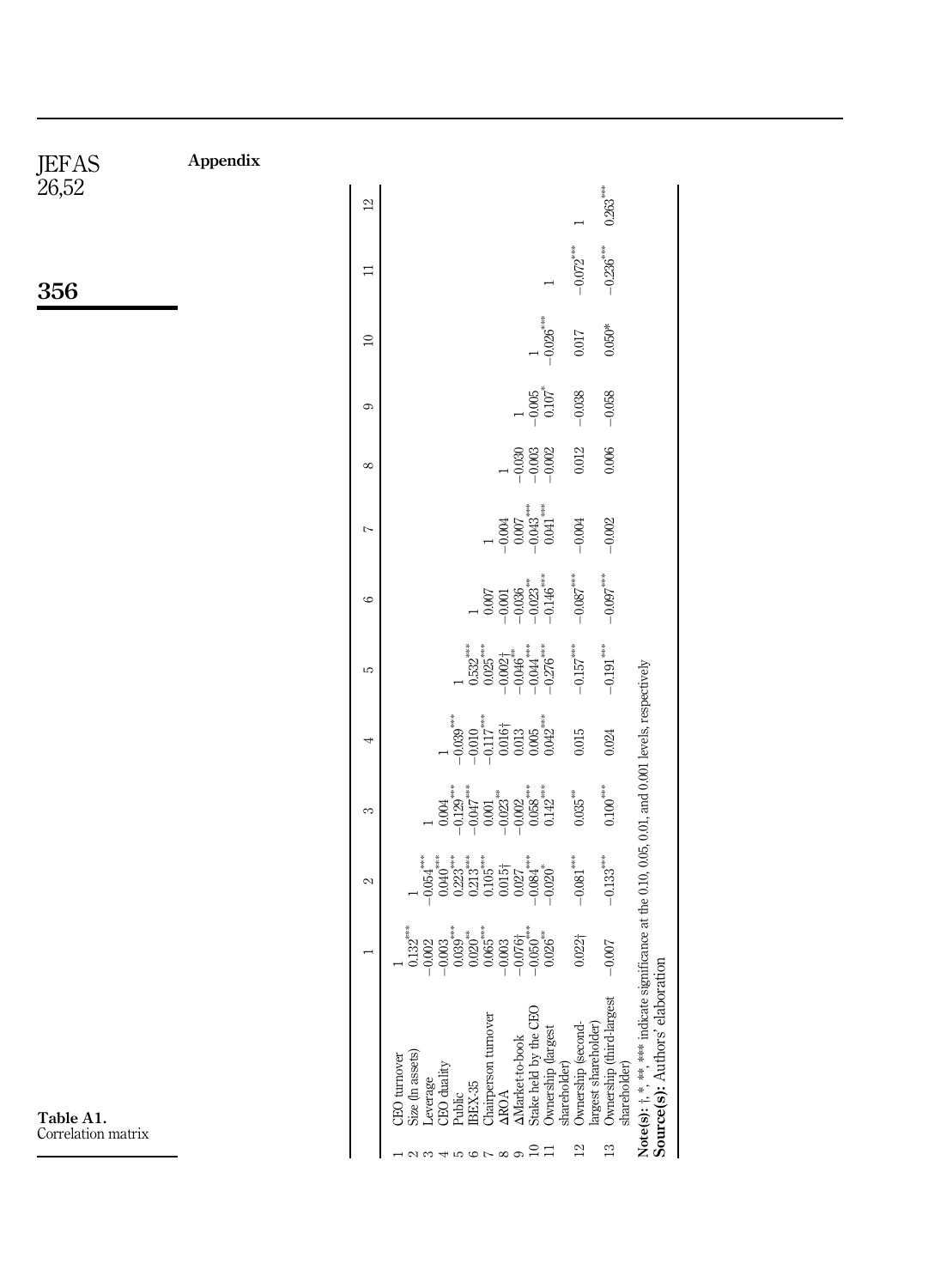## Appendix

**Table A1.** Correlation matrix

| | | 1 | 2 | 3 | 4 | 5 | 6 | 7 | 8 | 9 | 10 | 11 | 12 |
|---|---|---|---|---|---|---|---|---|---|---|---|---|---|
| 1 | CEO turnover | 1 | | | | | | | | | | | |
| 2 | Size (ln assets) | 0.132*** | 1 | | | | | | | | | | |
| 3 | Leverage | −0.002 | −0.054*** | 1 | | | | | | | | | |
| 4 | CEO duality | −0.003 | 0.040*** | 0.004 | 1 | | | | | | | | |
| 5 | Public | 0.039*** | 0.223*** | −0.129*** | −0.039*** | 1 | | | | | | | |
| 6 | IBEX-35 | 0.020** | 0.213*** | −0.047*** | −0.010 | 0.532*** | 1 | | | | | | |
| 7 | Chairperson turnover | 0.065*** | 0.105*** | 0.001 | −0.117*** | 0.025*** | 0.007 | 1 | | | | | |
| 8 | ΔROA | −0.003 | 0.015† | −0.023** | 0.016† | −0.002† | −0.001 | −0.004 | 1 | | | | |
| 9 | ΔMarket-to-book | −0.076† | 0.027 | −0.002 | 0.013 | −0.046** | −0.036 | 0.007*** | −0.030 | 1 | | | |
| 10 | Stake held by the CEO | −0.050*** | −0.084*** | 0.058*** | 0.005 | −0.044*** | −0.023** | −0.043*** | −0.003 | −0.005 | 1 | | |
| 11 | Ownership (largest shareholder) | 0.026** | −0.020* | 0.142*** | 0.042*** | −0.276*** | −0.146*** | 0.041*** | −0.002 | 0.107* | −0.026*** | 1 | |
| 12 | Ownership (second-largest shareholder) | 0.022† | −0.081*** | 0.035** | 0.015 | −0.157*** | −0.087*** | −0.004 | 0.012 | −0.038 | 0.017 | −0.072*** | 1 |
| 13 | Ownership (third-largest shareholder) | −0.007 | −0.133*** | 0.100*** | 0.024 | −0.191*** | −0.097*** | −0.002 | 0.006 | −0.058 | 0.050* | −0.236*** | 0.263*** |

**Note(s):** †, *, **, *** indicate significance at the 0.10, 0.05, 0.01, and 0.001 levels, respectively
**Source(s):** Authors' elaboration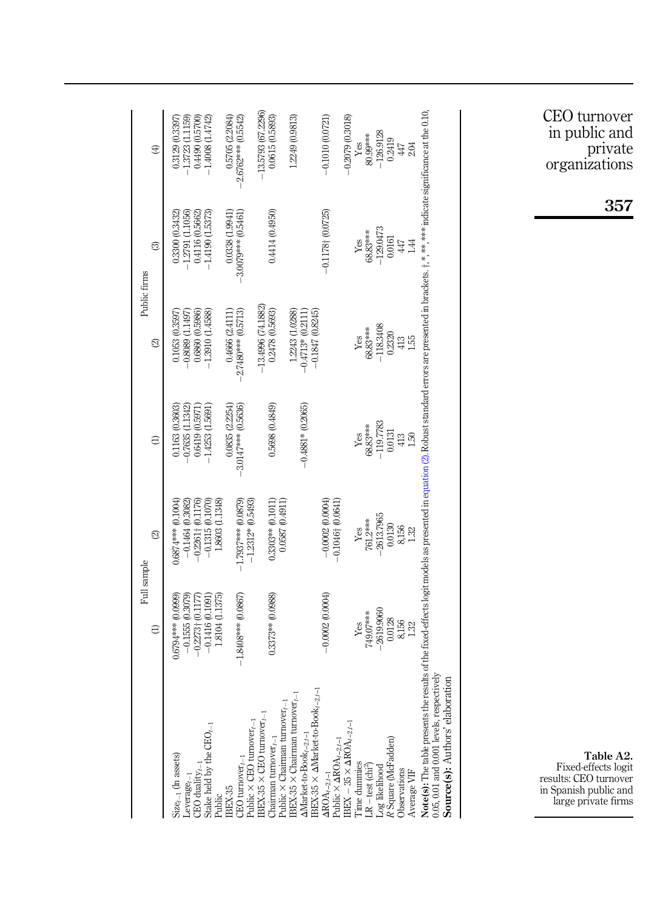**Table A2.** Fixed-effects logit results: CEO turnover in Spanish public and large private firms

| | Full sample | | Public firms | | | |
|---|---|---|---|---|---|---|
| | (1) | (2) | (1) | (2) | (3) | (4) |
| $Size_{t-1}$ (ln assets) | 0.6794*** (0.0999) | 0.6874*** (0.1004) | 0.1163 (0.3603) | 0.1053 (0.3597) | 0.3300 (0.3432) | 0.3129 (0.3397) |
| $Leverage_{t-1}$ | −0.1555 (0.3079) | −0.1464 (0.3082) | −0.7635 (1.1342) | −0.8089 (1.1497) | −1.2791 (1.1056) | −1.3723 (1.1159) |
| $CEO\ duality_{t-1}$ | −0.2273† (0.1177) | −0.2261† (0.1176) | 0.6419 (0.5971) | 0.6860 (0.5986) | 0.4116 (0.5662) | 0.4490 (0.5700) |
| Stake held by the $CEO_{t-1}$ | −0.1416 (0.1091) | −0.1315 (0.1070) | −1.4253 (1.5691) | −1.3910 (1.4588) | −1.4190 (1.5373) | −1.4008 (1.4742) |
| Public | 1.8104 (1.1375) | 1.8603 (1.1348) | | | | |
| IBEX-35 | | | 0.0835 (2.2254) | 0.4666 (2.4111) | 0.0338 (1.9941) | 0.5705 (2.2084) |
| $CEO\ turnover_{t-1}$ | −1.8408*** (0.0867) | −1.7937*** (0.0879) | −3.0147*** (0.5636) | −2.7480*** (0.5713) | −3.0079*** (0.5461) | −2.6762*** (0.5542) |
| Public × $CEO\ turnover_{t-1}$ | | −1.2312* (0.5493) | | | | |
| IBEX-35 × $CEO\ turnover_{t-1}$ | | | | −13.4996 (74.1882) | | −13.5793 (67.2296) |
| $Chairman\ turnover_{t-1}$ | 0.3373** (0.0988) | 0.3303** (0.1011) | 0.5698 (0.4849) | 0.2478 (0.5693) | 0.4414 (0.4950) | 0.0615 (0.5893) |
| Public × $Chairman\ turnover_{t-1}$ | | 0.0587 (0.4911) | | | | |
| IBEX-35 × $Chairman\ turnover_{t-1}$ | | | | 1.2243 (1.0288) | | 1.2249 (0.9813) |
| $\Delta Market\text{-}to\text{-}Book_{t-2,t-1}$ | | | −0.4881* (0.2065) | −0.4713* (0.2111) | | |
| IBEX-35 × $\Delta Market\text{-}to\text{-}Book_{t-2,t-1}$ | | | | −0.1847 (0.8245) | | |
| $\Delta ROA_{t-2,t-1}$ | −0.0002 (0.0004) | −0.0002 (0.0004) | | | −0.1178† (0.0725) | −0.1010 (0.0721) |
| Public × $\Delta ROA_{t-2,t-1}$ | | −0.1046† (0.0641) | | | | |
| IBEX − 35 × $\Delta ROA_{t-2,t-1}$ | | | | | | −0.2079 (0.3018) |
| Time dummies | Yes | Yes | Yes | Yes | Yes | Yes |
| LR − test ($chi^2$) | 749.07*** | 761.2*** | 68.83*** | 68.83*** | 68.83*** | 80.99*** |
| Log likelihood | −2619.9060 | −2613.7965 | −119.7783 | −118.3408 | −129.0473 | −126.9128 |
| $R$ Square (McFadden) | 0.0128 | 0.0130 | 0.0131 | 0.2320 | 0.0161 | 0.2419 |
| Observations | 8,156 | 8,156 | 413 | 413 | 447 | 447 |
| Average VIF | 1.32 | 1.32 | 1.50 | 1.55 | 1.44 | 2.04 |

**Note(s):** The table presents the results of the fixed-effects logit models as presented in equation (2). Robust standard errors are presented in brackets. †, *, **, *** indicate significance at the 0.10, 0.05, 0.01 and 0.001 levels, respectively

**Source(s):** Authors' elaboration